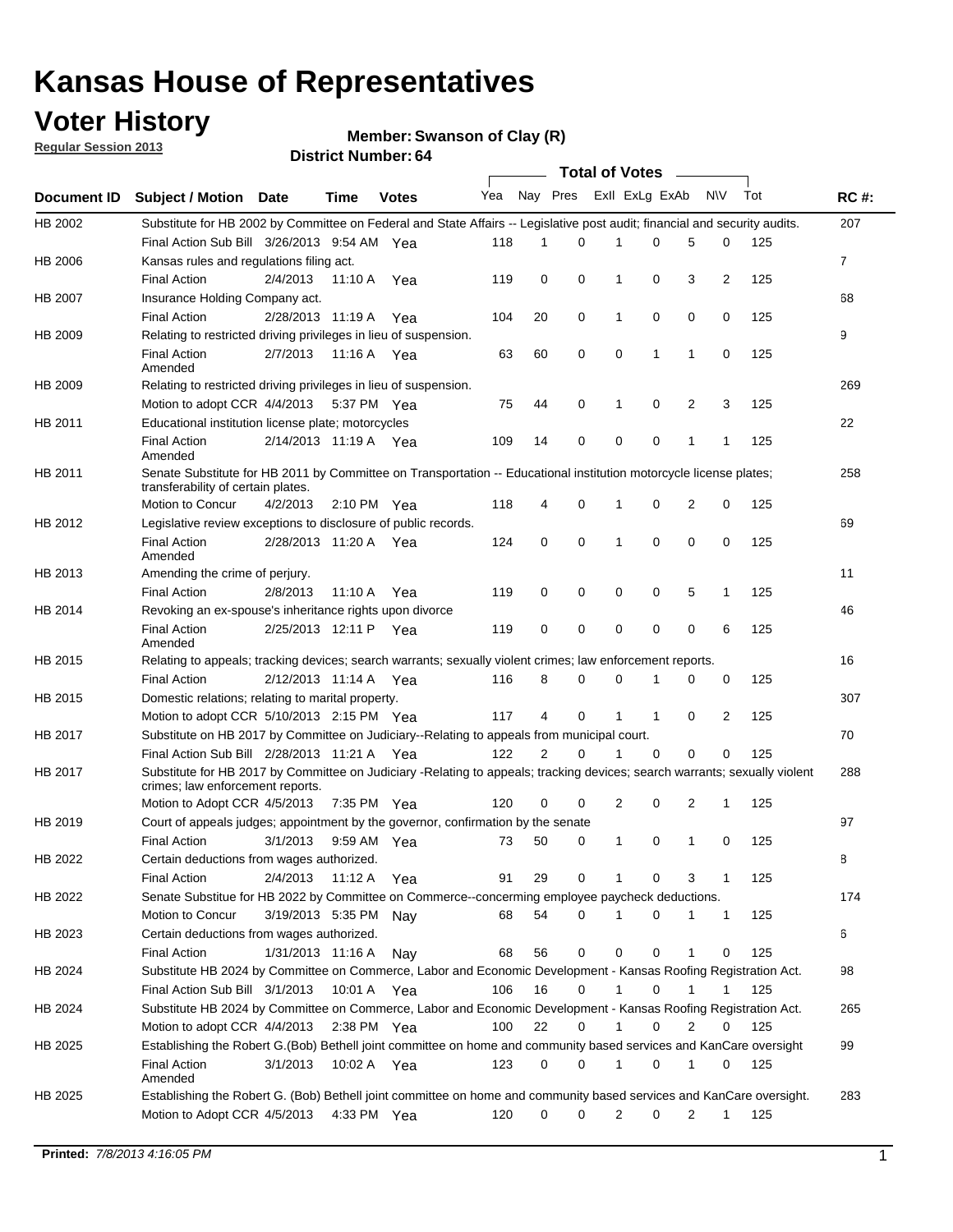# Kansas House of Representatives

## Voter History

**Regular Session 2013**

**Member: Swanson of Clay (R)**

**District Number: 64**

| Document ID | Subject / Motion | Date | Time | Votes | Yea | Nay | Pres | ExII | ExLg | ExAb | N\V | Tot | RC #: |
|---|---|---|---|---|---|---|---|---|---|---|---|---|---|
| HB 2002 | Substitute for HB 2002 by Committee on Federal and State Affairs -- Legislative post audit; financial and security audits. | | | | | | | | | | | | 207 |
| | Final Action Sub Bill | 3/26/2013 | 9:54 AM | Yea | 118 | 1 | 0 | 1 | 0 | 5 | 0 | 125 | |
| HB 2006 | Kansas rules and regulations filing act. | | | | | | | | | | | | 7 |
| | Final Action | 2/4/2013 | 11:10 A | Yea | 119 | 0 | 0 | 1 | 0 | 3 | 2 | 125 | |
| HB 2007 | Insurance Holding Company act. | | | | | | | | | | | | 68 |
| | Final Action | 2/28/2013 | 11:19 A | Yea | 104 | 20 | 0 | 1 | 0 | 0 | 0 | 125 | |
| HB 2009 | Relating to restricted driving privileges in lieu of suspension. | | | | | | | | | | | | 9 |
| | Final Action Amended | 2/7/2013 | 11:16 A | Yea | 63 | 60 | 0 | 0 | 1 | 1 | 0 | 125 | |
| HB 2009 | Relating to restricted driving privileges in lieu of suspension. | | | | | | | | | | | | 269 |
| | Motion to adopt CCR | 4/4/2013 | 5:37 PM | Yea | 75 | 44 | 0 | 1 | 0 | 2 | 3 | 125 | |
| HB 2011 | Educational institution license plate; motorcycles | | | | | | | | | | | | 22 |
| | Final Action Amended | 2/14/2013 | 11:19 A | Yea | 109 | 14 | 0 | 0 | 0 | 1 | 1 | 125 | |
| HB 2011 | Senate Substitute for HB 2011 by Committee on Transportation -- Educational institution motorcycle license plates; transferability of certain plates. | | | | | | | | | | | | 258 |
| | Motion to Concur | 4/2/2013 | 2:10 PM | Yea | 118 | 4 | 0 | 1 | 0 | 2 | 0 | 125 | |
| HB 2012 | Legislative review exceptions to disclosure of public records. | | | | | | | | | | | | 69 |
| | Final Action Amended | 2/28/2013 | 11:20 A | Yea | 124 | 0 | 0 | 1 | 0 | 0 | 0 | 125 | |
| HB 2013 | Amending the crime of perjury. | | | | | | | | | | | | 11 |
| | Final Action | 2/8/2013 | 11:10 A | Yea | 119 | 0 | 0 | 0 | 0 | 5 | 1 | 125 | |
| HB 2014 | Revoking an ex-spouse's inheritance rights upon divorce | | | | | | | | | | | | 46 |
| | Final Action Amended | 2/25/2013 | 12:11 P | Yea | 119 | 0 | 0 | 0 | 0 | 0 | 6 | 125 | |
| HB 2015 | Relating to appeals; tracking devices; search warrants; sexually violent crimes; law enforcement reports. | | | | | | | | | | | | 16 |
| | Final Action | 2/12/2013 | 11:14 A | Yea | 116 | 8 | 0 | 0 | 1 | 0 | 0 | 125 | |
| HB 2015 | Domestic relations; relating to marital property. | | | | | | | | | | | | 307 |
| | Motion to adopt CCR | 5/10/2013 | 2:15 PM | Yea | 117 | 4 | 0 | 1 | 1 | 0 | 2 | 125 | |
| HB 2017 | Substitute on HB 2017 by Committee on Judiciary--Relating to appeals from municipal court. | | | | | | | | | | | | 70 |
| | Final Action Sub Bill | 2/28/2013 | 11:21 A | Yea | 122 | 2 | 0 | 1 | 0 | 0 | 0 | 125 | |
| HB 2017 | Substitute for HB 2017 by Committee on Judiciary -Relating to appeals; tracking devices; search warrants; sexually violent crimes; law enforcement reports. | | | | | | | | | | | | 288 |
| | Motion to Adopt CCR | 4/5/2013 | 7:35 PM | Yea | 120 | 0 | 0 | 2 | 0 | 2 | 1 | 125 | |
| HB 2019 | Court of appeals judges; appointment by the governor, confirmation by the senate | | | | | | | | | | | | 97 |
| | Final Action | 3/1/2013 | 9:59 AM | Yea | 73 | 50 | 0 | 1 | 0 | 1 | 0 | 125 | |
| HB 2022 | Certain deductions from wages authorized. | | | | | | | | | | | | 8 |
| | Final Action | 2/4/2013 | 11:12 A | Yea | 91 | 29 | 0 | 1 | 0 | 3 | 1 | 125 | |
| HB 2022 | Senate Substitue for HB 2022 by Committee on Commerce--concerning employee paycheck deductions. | | | | | | | | | | | | 174 |
| | Motion to Concur | 3/19/2013 | 5:35 PM | Nay | 68 | 54 | 0 | 1 | 0 | 1 | 1 | 125 | |
| HB 2023 | Certain deductions from wages authorized. | | | | | | | | | | | | 6 |
| | Final Action | 1/31/2013 | 11:16 A | Nay | 68 | 56 | 0 | 0 | 0 | 1 | 0 | 125 | |
| HB 2024 | Substitute HB 2024 by Committee on Commerce, Labor and Economic Development - Kansas Roofing Registration Act. | | | | | | | | | | | | 98 |
| | Final Action Sub Bill | 3/1/2013 | 10:01 A | Yea | 106 | 16 | 0 | 1 | 0 | 1 | 1 | 125 | |
| HB 2024 | Substitute HB 2024 by Committee on Commerce, Labor and Economic Development - Kansas Roofing Registration Act. | | | | | | | | | | | | 265 |
| | Motion to adopt CCR | 4/4/2013 | 2:38 PM | Yea | 100 | 22 | 0 | 1 | 0 | 2 | 0 | 125 | |
| HB 2025 | Establishing the Robert G.(Bob) Bethell joint committee on home and community based services and KanCare oversight | | | | | | | | | | | | 99 |
| | Final Action Amended | 3/1/2013 | 10:02 A | Yea | 123 | 0 | 0 | 1 | 0 | 1 | 0 | 125 | |
| HB 2025 | Establishing the Robert G. (Bob) Bethell joint committee on home and community based services and KanCare oversight. | | | | | | | | | | | | 283 |
| | Motion to Adopt CCR | 4/5/2013 | 4:33 PM | Yea | 120 | 0 | 0 | 2 | 0 | 2 | 1 | 125 | |

**Printed:** *7/8/2013 4:16:05 PM*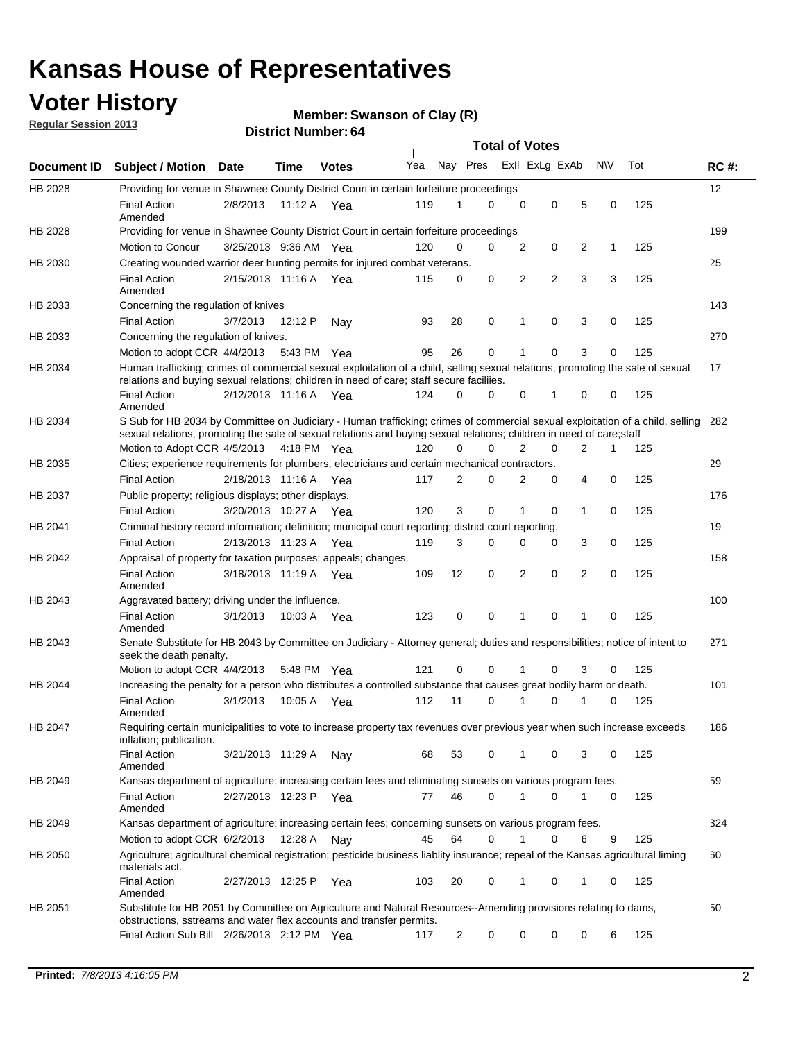# Kansas House of Representatives

## Voter History

**Regular Session 2013**

**Member: Swanson of Clay (R)**

**District Number: 64**

| Document ID | Subject / Motion | Date | Time | Votes | Yea | Nay | Pres | ExII | ExLg | ExAb | N\V | Tot | RC #: |
|---|---|---|---|---|---|---|---|---|---|---|---|---|---|
| HB 2028 | Providing for venue in Shawnee County District Court in certain forfeiture proceedings | | | | | | | | | | | | 12 |
| | Final Action Amended | 2/8/2013 | 11:12 A | Yea | 119 | 1 | 0 | 0 | 0 | 5 | 0 | 125 | |
| HB 2028 | Providing for venue in Shawnee County District Court in certain forfeiture proceedings | | | | | | | | | | | | 199 |
| | Motion to Concur | 3/25/2013 | 9:36 AM | Yea | 120 | 0 | 0 | 2 | 0 | 2 | 1 | 125 | |
| HB 2030 | Creating wounded warrior deer hunting permits for injured combat veterans. | | | | | | | | | | | | 25 |
| | Final Action Amended | 2/15/2013 | 11:16 A | Yea | 115 | 0 | 0 | 2 | 2 | 3 | 3 | 125 | |
| HB 2033 | Concerning the regulation of knives | | | | | | | | | | | | 143 |
| | Final Action | 3/7/2013 | 12:12 P | Nay | 93 | 28 | 0 | 1 | 0 | 3 | 0 | 125 | |
| HB 2033 | Concerning the regulation of knives. | | | | | | | | | | | | 270 |
| | Motion to adopt CCR | 4/4/2013 | 5:43 PM | Yea | 95 | 26 | 0 | 1 | 0 | 3 | 0 | 125 | |
| HB 2034 | Human trafficking; crimes of commercial sexual exploitation of a child, selling sexual relations, promoting the sale of sexual relations and buying sexual relations; children in need of care; staff secure faciliies. | | | | | | | | | | | | 17 |
| | Final Action Amended | 2/12/2013 | 11:16 A | Yea | 124 | 0 | 0 | 0 | 1 | 0 | 0 | 125 | |
| HB 2034 | S Sub for HB 2034 by Committee on Judiciary - Human trafficking; crimes of commercial sexual exploitation of a child, selling sexual relations, promoting the sale of sexual relations and buying sexual relations; children in need of care;staff | | | | | | | | | | | | 282 |
| | Motion to Adopt CCR | 4/5/2013 | 4:18 PM | Yea | 120 | 0 | 0 | 2 | 0 | 2 | 1 | 125 | |
| HB 2035 | Cities; experience requirements for plumbers, electricians and certain mechanical contractors. | | | | | | | | | | | | 29 |
| | Final Action | 2/18/2013 | 11:16 A | Yea | 117 | 2 | 0 | 2 | 0 | 4 | 0 | 125 | |
| HB 2037 | Public property; religious displays; other displays. | | | | | | | | | | | | 176 |
| | Final Action | 3/20/2013 | 10:27 A | Yea | 120 | 3 | 0 | 1 | 0 | 1 | 0 | 125 | |
| HB 2041 | Criminal history record information; definition; municipal court reporting; district court reporting. | | | | | | | | | | | | 19 |
| | Final Action | 2/13/2013 | 11:23 A | Yea | 119 | 3 | 0 | 0 | 0 | 3 | 0 | 125 | |
| HB 2042 | Appraisal of property for taxation purposes; appeals; changes. | | | | | | | | | | | | 158 |
| | Final Action Amended | 3/18/2013 | 11:19 A | Yea | 109 | 12 | 0 | 2 | 0 | 2 | 0 | 125 | |
| HB 2043 | Aggravated battery; driving under the influence. | | | | | | | | | | | | 100 |
| | Final Action Amended | 3/1/2013 | 10:03 A | Yea | 123 | 0 | 0 | 1 | 0 | 1 | 0 | 125 | |
| HB 2043 | Senate Substitute for HB 2043 by Committee on Judiciary - Attorney general; duties and responsibilities; notice of intent to seek the death penalty. | | | | | | | | | | | | 271 |
| | Motion to adopt CCR | 4/4/2013 | 5:48 PM | Yea | 121 | 0 | 0 | 1 | 0 | 3 | 0 | 125 | |
| HB 2044 | Increasing the penalty for a person who distributes a controlled substance that causes great bodily harm or death. | | | | | | | | | | | | 101 |
| | Final Action Amended | 3/1/2013 | 10:05 A | Yea | 112 | 11 | 0 | 1 | 0 | 1 | 0 | 125 | |
| HB 2047 | Requiring certain municipalities to vote to increase property tax revenues over previous year when such increase exceeds inflation; publication. | | | | | | | | | | | | 186 |
| | Final Action Amended | 3/21/2013 | 11:29 A | Nay | 68 | 53 | 0 | 1 | 0 | 3 | 0 | 125 | |
| HB 2049 | Kansas department of agriculture; increasing certain fees and eliminating sunsets on various program fees. | | | | | | | | | | | | 59 |
| | Final Action Amended | 2/27/2013 | 12:23 P | Yea | 77 | 46 | 0 | 1 | 0 | 1 | 0 | 125 | |
| HB 2049 | Kansas department of agriculture; increasing certain fees; concerning sunsets on various program fees. | | | | | | | | | | | | 324 |
| | Motion to adopt CCR | 6/2/2013 | 12:28 A | Nay | 45 | 64 | 0 | 1 | 0 | 6 | 9 | 125 | |
| HB 2050 | Agriculture; agricultural chemical registration; pesticide business liablity insurance; repeal of the Kansas agricultural liming materials act. | | | | | | | | | | | | 60 |
| | Final Action Amended | 2/27/2013 | 12:25 P | Yea | 103 | 20 | 0 | 1 | 0 | 1 | 0 | 125 | |
| HB 2051 | Substitute for HB 2051 by Committee on Agriculture and Natural Resources--Amending provisions relating to dams, obstructions, sstreams and water flex accounts and transfer permits. | | | | | | | | | | | | 50 |
| | Final Action Sub Bill | 2/26/2013 | 2:12 PM | Yea | 117 | 2 | 0 | 0 | 0 | 0 | 6 | 125 | |

**Printed:** *7/8/2013 4:16:05 PM*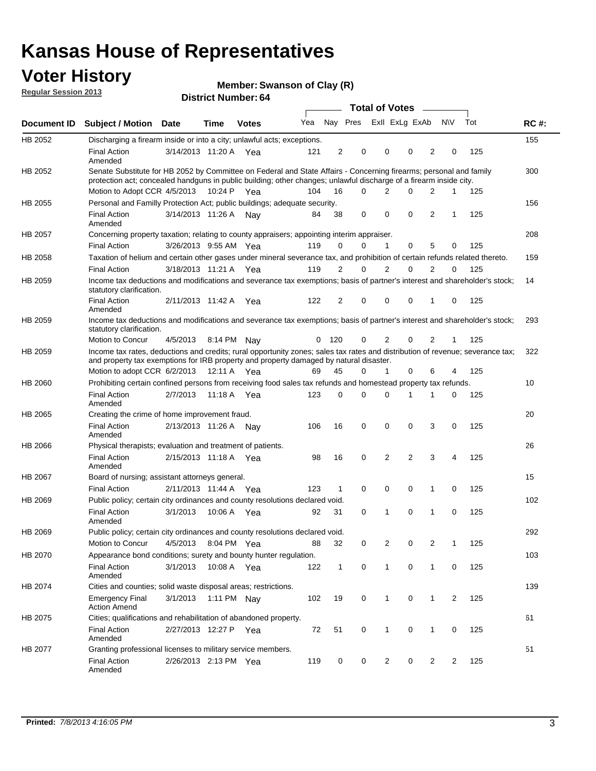# Kansas House of Representatives

## Voter History

**Regular Session 2013**

**Member: Swanson of Clay (R)**

**District Number: 64**

| Document ID | Subject / Motion | Date | Time | Votes | Yea | Nay | Pres | ExII | ExLg | ExAb | N\V | Tot | RC #: |
|---|---|---|---|---|---|---|---|---|---|---|---|---|---|
| HB 2052 | Discharging a firearm inside or into a city; unlawful acts; exceptions. | | | | | | | | | | | | 155 |
| | Final Action Amended | 3/14/2013 | 11:20 A | Yea | 121 | 2 | 0 | 0 | 0 | 2 | 0 | 125 | |
| HB 2052 | Senate Substitute for HB 2052 by Committee on Federal and State Affairs - Concerning firearms; personal and family protection act; concealed handguns in public building; other changes; unlawful discharge of a firearm inside city. | | | | | | | | | | | | 300 |
| | Motion to Adopt CCR | 4/5/2013 | 10:24 P | Yea | 104 | 16 | 0 | 2 | 0 | 2 | 1 | 125 | |
| HB 2055 | Personal and Familly Protection Act; public buildings; adequate security. | | | | | | | | | | | | 156 |
| | Final Action Amended | 3/14/2013 | 11:26 A | Nay | 84 | 38 | 0 | 0 | 0 | 2 | 1 | 125 | |
| HB 2057 | Concerning property taxation; relating to county appraisers; appointing interim appraiser. | | | | | | | | | | | | 208 |
| | Final Action | 3/26/2013 | 9:55 AM | Yea | 119 | 0 | 0 | 1 | 0 | 5 | 0 | 125 | |
| HB 2058 | Taxation of helium and certain other gases under mineral severance tax, and prohibition of certain refunds related thereto. | | | | | | | | | | | | 159 |
| | Final Action | 3/18/2013 | 11:21 A | Yea | 119 | 2 | 0 | 2 | 0 | 2 | 0 | 125 | |
| HB 2059 | Income tax deductions and modifications and severance tax exemptions; basis of partner's interest and shareholder's stock; statutory clarification. | | | | | | | | | | | | 14 |
| | Final Action Amended | 2/11/2013 | 11:42 A | Yea | 122 | 2 | 0 | 0 | 0 | 1 | 0 | 125 | |
| HB 2059 | Income tax deductions and modifications and severance tax exemptions; basis of partner's interest and shareholder's stock; statutory clarification. | | | | | | | | | | | | 293 |
| | Motion to Concur | 4/5/2013 | 8:14 PM | Nay | 0 | 120 | 0 | 2 | 0 | 2 | 1 | 125 | |
| HB 2059 | Income tax rates, deductions and credits; rural opportunity zones; sales tax rates and distribution of revenue; severance tax; and property tax exemptions for IRB property and property damaged by natural disaster. | | | | | | | | | | | | 322 |
| | Motion to adopt CCR | 6/2/2013 | 12:11 A | Yea | 69 | 45 | 0 | 1 | 0 | 6 | 4 | 125 | |
| HB 2060 | Prohibiting certain confined persons from receiving food sales tax refunds and homestead property tax refunds. | | | | | | | | | | | | 10 |
| | Final Action Amended | 2/7/2013 | 11:18 A | Yea | 123 | 0 | 0 | 0 | 1 | 1 | 0 | 125 | |
| HB 2065 | Creating the crime of home improvement fraud. | | | | | | | | | | | | 20 |
| | Final Action Amended | 2/13/2013 | 11:26 A | Nay | 106 | 16 | 0 | 0 | 0 | 3 | 0 | 125 | |
| HB 2066 | Physical therapists; evaluation and treatment of patients. | | | | | | | | | | | | 26 |
| | Final Action Amended | 2/15/2013 | 11:18 A | Yea | 98 | 16 | 0 | 2 | 2 | 3 | 4 | 125 | |
| HB 2067 | Board of nursing; assistant attorneys general. | | | | | | | | | | | | 15 |
| | Final Action | 2/11/2013 | 11:44 A | Yea | 123 | 1 | 0 | 0 | 0 | 1 | 0 | 125 | |
| HB 2069 | Public policy; certain city ordinances and county resolutions declared void. | | | | | | | | | | | | 102 |
| | Final Action Amended | 3/1/2013 | 10:06 A | Yea | 92 | 31 | 0 | 1 | 0 | 1 | 0 | 125 | |
| HB 2069 | Public policy; certain city ordinances and county resolutions declared void. | | | | | | | | | | | | 292 |
| | Motion to Concur | 4/5/2013 | 8:04 PM | Yea | 88 | 32 | 0 | 2 | 0 | 2 | 1 | 125 | |
| HB 2070 | Appearance bond conditions; surety and bounty hunter regulation. | | | | | | | | | | | | 103 |
| | Final Action Amended | 3/1/2013 | 10:08 A | Yea | 122 | 1 | 0 | 1 | 0 | 1 | 0 | 125 | |
| HB 2074 | Cities and counties; solid waste disposal areas; restrictions. | | | | | | | | | | | | 139 |
| | Emergency Final Action Amend | 3/1/2013 | 1:11 PM | Nay | 102 | 19 | 0 | 1 | 0 | 1 | 2 | 125 | |
| HB 2075 | Cities; qualifications and rehabilitation of abandoned property. | | | | | | | | | | | | 61 |
| | Final Action Amended | 2/27/2013 | 12:27 P | Yea | 72 | 51 | 0 | 1 | 0 | 1 | 0 | 125 | |
| HB 2077 | Granting professional licenses to military service members. | | | | | | | | | | | | 51 |
| | Final Action Amended | 2/26/2013 | 2:13 PM | Yea | 119 | 0 | 0 | 2 | 0 | 2 | 2 | 125 | |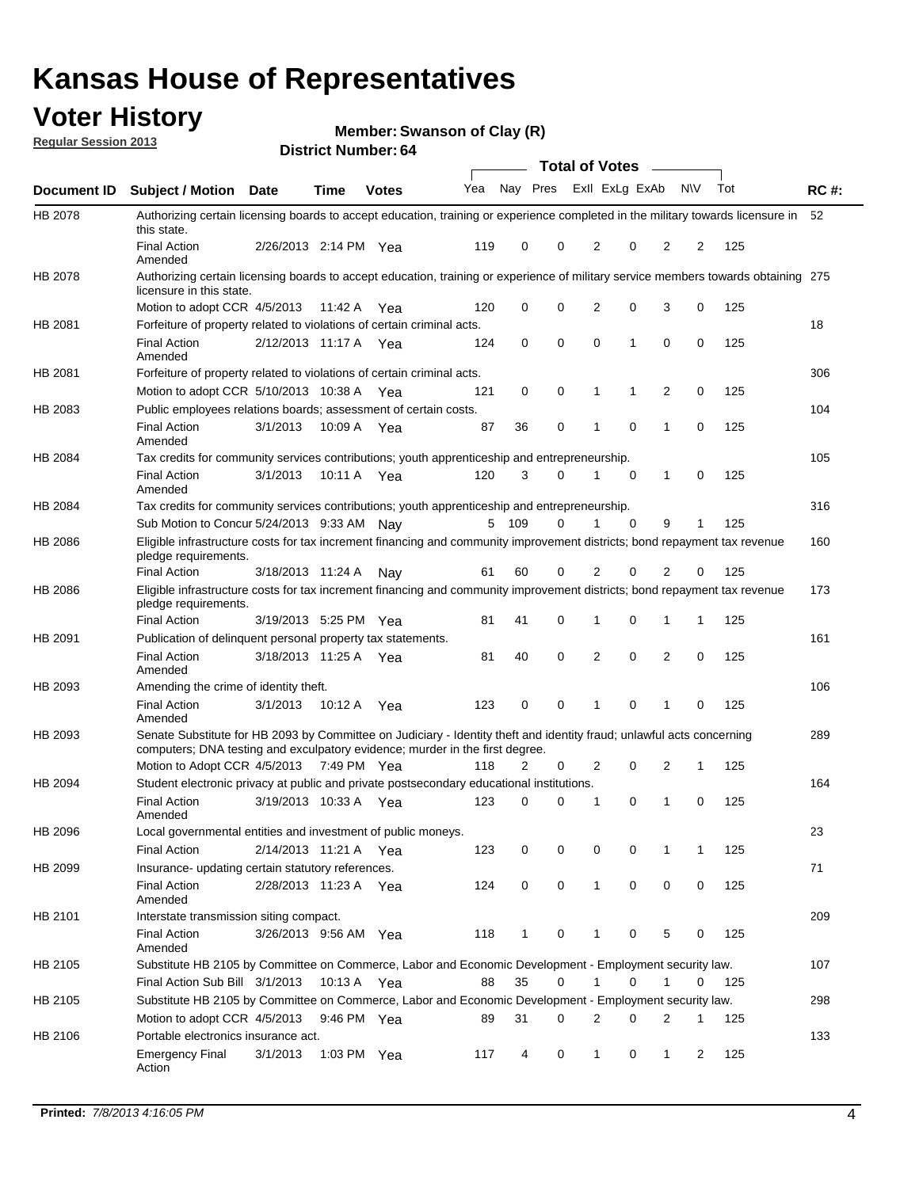# Kansas House of Representatives

## Voter History

**Regular Session 2013**

**Member: Swanson of Clay (R)**

**District Number: 64**

| Document ID | Subject / Motion | Date | Time | Votes | Yea | Nay | Pres | ExII | ExLg | ExAb | N\V | Tot | RC #: |
|---|---|---|---|---|---|---|---|---|---|---|---|---|---|
| HB 2078 | Authorizing certain licensing boards to accept education, training or experience completed in the military towards licensure in this state. | | | | | | | | | | | | 52 |
| | Final Action Amended | 2/26/2013 | 2:14 PM | Yea | 119 | 0 | 0 | 2 | 0 | 2 | 2 | 125 | |
| HB 2078 | Authorizing certain licensing boards to accept education, training or experience of military service members towards obtaining licensure in this state. | | | | | | | | | | | | 275 |
| | Motion to adopt CCR | 4/5/2013 | 11:42 A | Yea | 120 | 0 | 0 | 2 | 0 | 3 | 0 | 125 | |
| HB 2081 | Forfeiture of property related to violations of certain criminal acts. | | | | | | | | | | | | 18 |
| | Final Action Amended | 2/12/2013 | 11:17 A | Yea | 124 | 0 | 0 | 0 | 1 | 0 | 0 | 125 | |
| HB 2081 | Forfeiture of property related to violations of certain criminal acts. | | | | | | | | | | | | 306 |
| | Motion to adopt CCR | 5/10/2013 | 10:38 A | Yea | 121 | 0 | 0 | 1 | 1 | 2 | 0 | 125 | |
| HB 2083 | Public employees relations boards; assessment of certain costs. | | | | | | | | | | | | 104 |
| | Final Action Amended | 3/1/2013 | 10:09 A | Yea | 87 | 36 | 0 | 1 | 0 | 1 | 0 | 125 | |
| HB 2084 | Tax credits for community services contributions; youth apprenticeship and entrepreneurship. | | | | | | | | | | | | 105 |
| | Final Action Amended | 3/1/2013 | 10:11 A | Yea | 120 | 3 | 0 | 1 | 0 | 1 | 0 | 125 | |
| HB 2084 | Tax credits for community services contributions; youth apprenticeship and entrepreneurship. | | | | | | | | | | | | 316 |
| | Sub Motion to Concur | 5/24/2013 | 9:33 AM | Nay | 5 | 109 | 0 | 1 | 0 | 9 | 1 | 125 | |
| HB 2086 | Eligible infrastructure costs for tax increment financing and community improvement districts; bond repayment tax revenue pledge requirements. | | | | | | | | | | | | 160 |
| | Final Action | 3/18/2013 | 11:24 A | Nay | 61 | 60 | 0 | 2 | 0 | 2 | 0 | 125 | |
| HB 2086 | Eligible infrastructure costs for tax increment financing and community improvement districts; bond repayment tax revenue pledge requirements. | | | | | | | | | | | | 173 |
| | Final Action | 3/19/2013 | 5:25 PM | Yea | 81 | 41 | 0 | 1 | 0 | 1 | 1 | 125 | |
| HB 2091 | Publication of delinquent personal property tax statements. | | | | | | | | | | | | 161 |
| | Final Action Amended | 3/18/2013 | 11:25 A | Yea | 81 | 40 | 0 | 2 | 0 | 2 | 0 | 125 | |
| HB 2093 | Amending the crime of identity theft. | | | | | | | | | | | | 106 |
| | Final Action Amended | 3/1/2013 | 10:12 A | Yea | 123 | 0 | 0 | 1 | 0 | 1 | 0 | 125 | |
| HB 2093 | Senate Substitute for HB 2093 by Committee on Judiciary - Identity theft and identity fraud; unlawful acts concerning computers; DNA testing and exculpatory evidence; murder in the first degree. | | | | | | | | | | | | 289 |
| | Motion to Adopt CCR | 4/5/2013 | 7:49 PM | Yea | 118 | 2 | 0 | 2 | 0 | 2 | 1 | 125 | |
| HB 2094 | Student electronic privacy at public and private postsecondary educational institutions. | | | | | | | | | | | | 164 |
| | Final Action Amended | 3/19/2013 | 10:33 A | Yea | 123 | 0 | 0 | 1 | 0 | 1 | 0 | 125 | |
| HB 2096 | Local governmental entities and investment of public moneys. | | | | | | | | | | | | 23 |
| | Final Action | 2/14/2013 | 11:21 A | Yea | 123 | 0 | 0 | 0 | 0 | 1 | 1 | 125 | |
| HB 2099 | Insurance- updating certain statutory references. | | | | | | | | | | | | 71 |
| | Final Action Amended | 2/28/2013 | 11:23 A | Yea | 124 | 0 | 0 | 1 | 0 | 0 | 0 | 125 | |
| HB 2101 | Interstate transmission siting compact. | | | | | | | | | | | | 209 |
| | Final Action Amended | 3/26/2013 | 9:56 AM | Yea | 118 | 1 | 0 | 1 | 0 | 5 | 0 | 125 | |
| HB 2105 | Substitute HB 2105 by Committee on Commerce, Labor and Economic Development - Employment security law. | | | | | | | | | | | | 107 |
| | Final Action Sub Bill | 3/1/2013 | 10:13 A | Yea | 88 | 35 | 0 | 1 | 0 | 1 | 0 | 125 | |
| HB 2105 | Substitute HB 2105 by Committee on Commerce, Labor and Economic Development - Employment security law. | | | | | | | | | | | | 298 |
| | Motion to adopt CCR | 4/5/2013 | 9:46 PM | Yea | 89 | 31 | 0 | 2 | 0 | 2 | 1 | 125 | |
| HB 2106 | Portable electronics insurance act. | | | | | | | | | | | | 133 |
| | Emergency Final Action | 3/1/2013 | 1:03 PM | Yea | 117 | 4 | 0 | 1 | 0 | 1 | 2 | 125 | |

**Printed:** *7/8/2013 4:16:05 PM*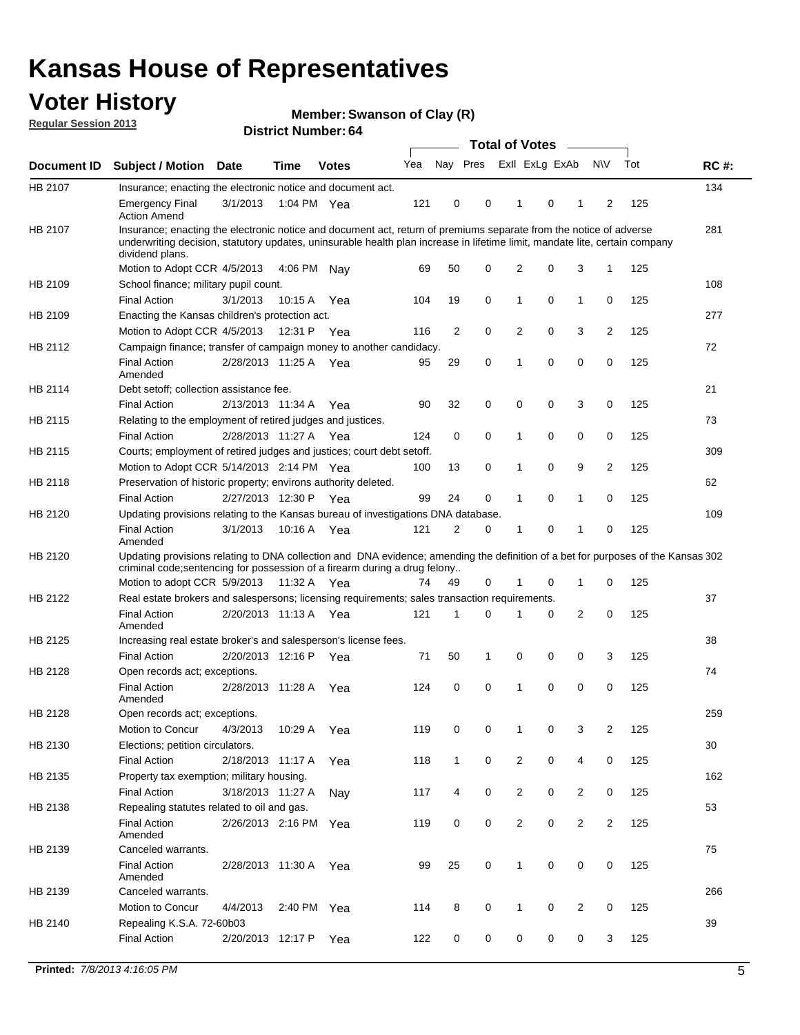# Kansas House of Representatives

## Voter History

**Regular Session 2013**

**Member: Swanson of Clay (R)**

**District Number: 64**

| Document ID | Subject / Motion | Date | Time | Votes | Yea | Nay | Pres | ExII | ExLg | ExAb | N\V | Tot | RC #: |
|---|---|---|---|---|---|---|---|---|---|---|---|---|---|
| HB 2107 | Insurance; enacting the electronic notice and document act. | | | | | | | | | | | | 134 |
| | Emergency Final Action Amend | 3/1/2013 | 1:04 PM | Yea | 121 | 0 | 0 | 1 | 0 | 1 | 2 | 125 | |
| HB 2107 | Insurance; enacting the electronic notice and document act, return of premiums separate from the notice of adverse underwriting decision, statutory updates, uninsurable health plan increase in lifetime limit, mandate lite, certain company dividend plans. | | | | | | | | | | | | 281 |
| | Motion to Adopt CCR | 4/5/2013 | 4:06 PM | Nay | 69 | 50 | 0 | 2 | 0 | 3 | 1 | 125 | |
| HB 2109 | School finance; military pupil count. | | | | | | | | | | | | 108 |
| | Final Action | 3/1/2013 | 10:15 A | Yea | 104 | 19 | 0 | 1 | 0 | 1 | 0 | 125 | |
| HB 2109 | Enacting the Kansas children's protection act. | | | | | | | | | | | | 277 |
| | Motion to Adopt CCR | 4/5/2013 | 12:31 P | Yea | 116 | 2 | 0 | 2 | 0 | 3 | 2 | 125 | |
| HB 2112 | Campaign finance; transfer of campaign money to another candidacy. | | | | | | | | | | | | 72 |
| | Final Action Amended | 2/28/2013 | 11:25 A | Yea | 95 | 29 | 0 | 1 | 0 | 0 | 0 | 125 | |
| HB 2114 | Debt setoff; collection assistance fee. | | | | | | | | | | | | 21 |
| | Final Action | 2/13/2013 | 11:34 A | Yea | 90 | 32 | 0 | 0 | 0 | 3 | 0 | 125 | |
| HB 2115 | Relating to the employment of retired judges and justices. | | | | | | | | | | | | 73 |
| | Final Action | 2/28/2013 | 11:27 A | Yea | 124 | 0 | 0 | 1 | 0 | 0 | 0 | 125 | |
| HB 2115 | Courts; employment of retired judges and justices; court debt setoff. | | | | | | | | | | | | 309 |
| | Motion to Adopt CCR | 5/14/2013 | 2:14 PM | Yea | 100 | 13 | 0 | 1 | 0 | 9 | 2 | 125 | |
| HB 2118 | Preservation of historic property; environs authority deleted. | | | | | | | | | | | | 62 |
| | Final Action | 2/27/2013 | 12:30 P | Yea | 99 | 24 | 0 | 1 | 0 | 1 | 0 | 125 | |
| HB 2120 | Updating provisions relating to the Kansas bureau of investigations DNA database. | | | | | | | | | | | | 109 |
| | Final Action Amended | 3/1/2013 | 10:16 A | Yea | 121 | 2 | 0 | 1 | 0 | 1 | 0 | 125 | |
| HB 2120 | Updating provisions relating to DNA collection and DNA evidence; amending the definition of a bet for purposes of the Kansas criminal code;sentencing for possession of a firearm during a drug felony.. | | | | | | | | | | | | 302 |
| | Motion to adopt CCR | 5/9/2013 | 11:32 A | Yea | 74 | 49 | 0 | 1 | 0 | 1 | 0 | 125 | |
| HB 2122 | Real estate brokers and salespersons; licensing requirements; sales transaction requirements. | | | | | | | | | | | | 37 |
| | Final Action Amended | 2/20/2013 | 11:13 A | Yea | 121 | 1 | 0 | 1 | 0 | 2 | 0 | 125 | |
| HB 2125 | Increasing real estate broker's and salesperson's license fees. | | | | | | | | | | | | 38 |
| | Final Action | 2/20/2013 | 12:16 P | Yea | 71 | 50 | 1 | 0 | 0 | 0 | 3 | 125 | |
| HB 2128 | Open records act; exceptions. | | | | | | | | | | | | 74 |
| | Final Action Amended | 2/28/2013 | 11:28 A | Yea | 124 | 0 | 0 | 1 | 0 | 0 | 0 | 125 | |
| HB 2128 | Open records act; exceptions. | | | | | | | | | | | | 259 |
| | Motion to Concur | 4/3/2013 | 10:29 A | Yea | 119 | 0 | 0 | 1 | 0 | 3 | 2 | 125 | |
| HB 2130 | Elections; petition circulators. | | | | | | | | | | | | 30 |
| | Final Action | 2/18/2013 | 11:17 A | Yea | 118 | 1 | 0 | 2 | 0 | 4 | 0 | 125 | |
| HB 2135 | Property tax exemption; military housing. | | | | | | | | | | | | 162 |
| | Final Action | 3/18/2013 | 11:27 A | Nay | 117 | 4 | 0 | 2 | 0 | 2 | 0 | 125 | |
| HB 2138 | Repealing statutes related to oil and gas. | | | | | | | | | | | | 53 |
| | Final Action Amended | 2/26/2013 | 2:16 PM | Yea | 119 | 0 | 0 | 2 | 0 | 2 | 2 | 125 | |
| HB 2139 | Canceled warrants. | | | | | | | | | | | | 75 |
| | Final Action Amended | 2/28/2013 | 11:30 A | Yea | 99 | 25 | 0 | 1 | 0 | 0 | 0 | 125 | |
| HB 2139 | Canceled warrants. | | | | | | | | | | | | 266 |
| | Motion to Concur | 4/4/2013 | 2:40 PM | Yea | 114 | 8 | 0 | 1 | 0 | 2 | 0 | 125 | |
| HB 2140 | Repealing K.S.A. 72-60b03 | | | | | | | | | | | | 39 |
| | Final Action | 2/20/2013 | 12:17 P | Yea | 122 | 0 | 0 | 0 | 0 | 0 | 3 | 125 | |

**Printed:** *7/8/2013 4:16:05 PM*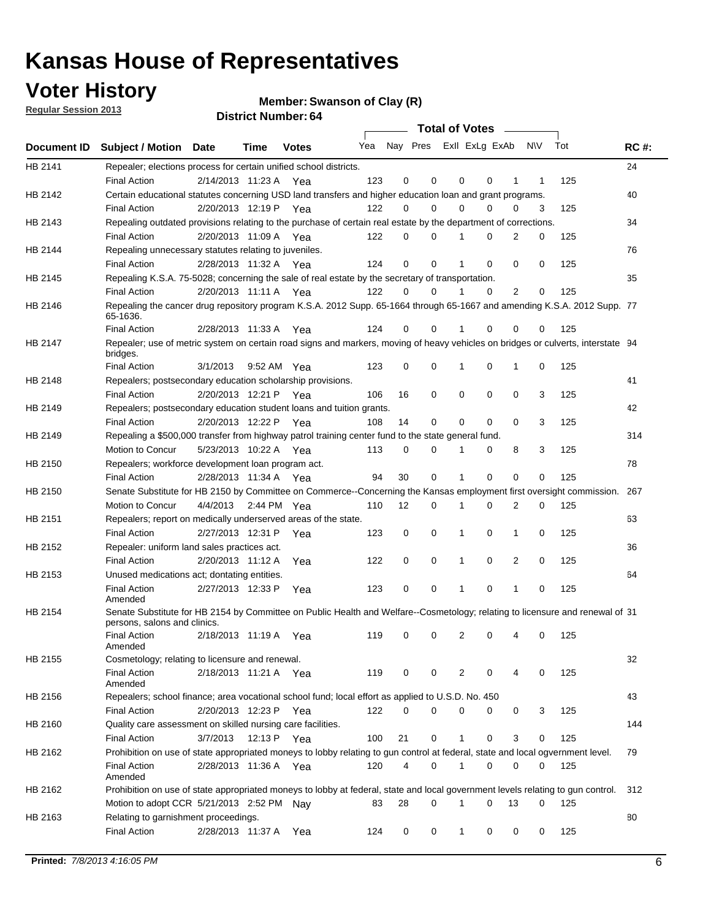# Kansas House of Representatives

## Voter History

**Regular Session 2013**

**Member: Swanson of Clay (R)**

**District Number: 64**

| Document ID | Subject / Motion | Date | Time | Votes | Yea | Nay | Pres | ExII | ExLg | ExAb | N\V | Tot | RC #: |
|---|---|---|---|---|---|---|---|---|---|---|---|---|---|
| HB 2141 | Repealer; elections process for certain unified school districts. | | | | | | | | | | | | 24 |
| | Final Action | 2/14/2013 | 11:23 A | Yea | 123 | 0 | 0 | 0 | 0 | 1 | 1 | 125 | |
| HB 2142 | Certain educational statutes concerning USD land transfers and higher education loan and grant programs. | | | | | | | | | | | | 40 |
| | Final Action | 2/20/2013 | 12:19 P | Yea | 122 | 0 | 0 | 0 | 0 | 0 | 3 | 125 | |
| HB 2143 | Repealing outdated provisions relating to the purchase of certain real estate by the department of corrections. | | | | | | | | | | | | 34 |
| | Final Action | 2/20/2013 | 11:09 A | Yea | 122 | 0 | 0 | 1 | 0 | 2 | 0 | 125 | |
| HB 2144 | Repealing unnecessary statutes relating to juveniles. | | | | | | | | | | | | 76 |
| | Final Action | 2/28/2013 | 11:32 A | Yea | 124 | 0 | 0 | 1 | 0 | 0 | 0 | 125 | |
| HB 2145 | Repealing K.S.A. 75-5028; concerning the sale of real estate by the secretary of transportation. | | | | | | | | | | | | 35 |
| | Final Action | 2/20/2013 | 11:11 A | Yea | 122 | 0 | 0 | 1 | 0 | 2 | 0 | 125 | |
| HB 2146 | Repealing the cancer drug repository program K.S.A. 2012 Supp. 65-1664 through 65-1667 and amending K.S.A. 2012 Supp. 65-1636. | | | | | | | | | | | | 77 |
| | Final Action | 2/28/2013 | 11:33 A | Yea | 124 | 0 | 0 | 1 | 0 | 0 | 0 | 125 | |
| HB 2147 | Repealer; use of metric system on certain road signs and markers, moving of heavy vehicles on bridges or culverts, interstate bridges. | | | | | | | | | | | | 94 |
| | Final Action | 3/1/2013 | 9:52 AM | Yea | 123 | 0 | 0 | 1 | 0 | 1 | 0 | 125 | |
| HB 2148 | Repealers; postsecondary education scholarship provisions. | | | | | | | | | | | | 41 |
| | Final Action | 2/20/2013 | 12:21 P | Yea | 106 | 16 | 0 | 0 | 0 | 0 | 3 | 125 | |
| HB 2149 | Repealers; postsecondary education student loans and tuition grants. | | | | | | | | | | | | 42 |
| | Final Action | 2/20/2013 | 12:22 P | Yea | 108 | 14 | 0 | 0 | 0 | 0 | 3 | 125 | |
| HB 2149 | Repealing a $500,000 transfer from highway patrol training center fund to the state general fund. | | | | | | | | | | | | 314 |
| | Motion to Concur | 5/23/2013 | 10:22 A | Yea | 113 | 0 | 0 | 1 | 0 | 8 | 3 | 125 | |
| HB 2150 | Repealers; workforce development loan program act. | | | | | | | | | | | | 78 |
| | Final Action | 2/28/2013 | 11:34 A | Yea | 94 | 30 | 0 | 1 | 0 | 0 | 0 | 125 | |
| HB 2150 | Senate Substitute for HB 2150 by Committee on Commerce--Concerning the Kansas employment first oversight commission. | | | | | | | | | | | | 267 |
| | Motion to Concur | 4/4/2013 | 2:44 PM | Yea | 110 | 12 | 0 | 1 | 0 | 2 | 0 | 125 | |
| HB 2151 | Repealers; report on medically underserved areas of the state. | | | | | | | | | | | | 63 |
| | Final Action | 2/27/2013 | 12:31 P | Yea | 123 | 0 | 0 | 1 | 0 | 1 | 0 | 125 | |
| HB 2152 | Repealer: uniform land sales practices act. | | | | | | | | | | | | 36 |
| | Final Action | 2/20/2013 | 11:12 A | Yea | 122 | 0 | 0 | 1 | 0 | 2 | 0 | 125 | |
| HB 2153 | Unused medications act; dontating entities. | | | | | | | | | | | | 64 |
| | Final Action Amended | 2/27/2013 | 12:33 P | Yea | 123 | 0 | 0 | 1 | 0 | 1 | 0 | 125 | |
| HB 2154 | Senate Substitute for HB 2154 by Committee on Public Health and Welfare--Cosmetology; relating to licensure and renewal of persons, salons and clinics. | | | | | | | | | | | | 31 |
| | Final Action Amended | 2/18/2013 | 11:19 A | Yea | 119 | 0 | 0 | 2 | 0 | 4 | 0 | 125 | |
| HB 2155 | Cosmetology; relating to licensure and renewal. | | | | | | | | | | | | 32 |
| | Final Action Amended | 2/18/2013 | 11:21 A | Yea | 119 | 0 | 0 | 2 | 0 | 4 | 0 | 125 | |
| HB 2156 | Repealers; school finance; area vocational school fund; local effort as applied to U.S.D. No. 450 | | | | | | | | | | | | 43 |
| | Final Action | 2/20/2013 | 12:23 P | Yea | 122 | 0 | 0 | 0 | 0 | 0 | 3 | 125 | |
| HB 2160 | Quality care assessment on skilled nursing care facilities. | | | | | | | | | | | | 144 |
| | Final Action | 3/7/2013 | 12:13 P | Yea | 100 | 21 | 0 | 1 | 0 | 3 | 0 | 125 | |
| HB 2162 | Prohibition on use of state appropriated moneys to lobby relating to gun control at federal, state and local ogvernment level. | | | | | | | | | | | | 79 |
| | Final Action Amended | 2/28/2013 | 11:36 A | Yea | 120 | 4 | 0 | 1 | 0 | 0 | 0 | 125 | |
| HB 2162 | Prohibition on use of state appropriated moneys to lobby at federal, state and local government levels relating to gun control. | | | | | | | | | | | | 312 |
| | Motion to adopt CCR | 5/21/2013 | 2:52 PM | Nay | 83 | 28 | 0 | 1 | 0 | 13 | 0 | 125 | |
| HB 2163 | Relating to garnishment proceedings. | | | | | | | | | | | | 80 |
| | Final Action | 2/28/2013 | 11:37 A | Yea | 124 | 0 | 0 | 1 | 0 | 0 | 0 | 125 | |

**Printed:** *7/8/2013 4:16:05 PM*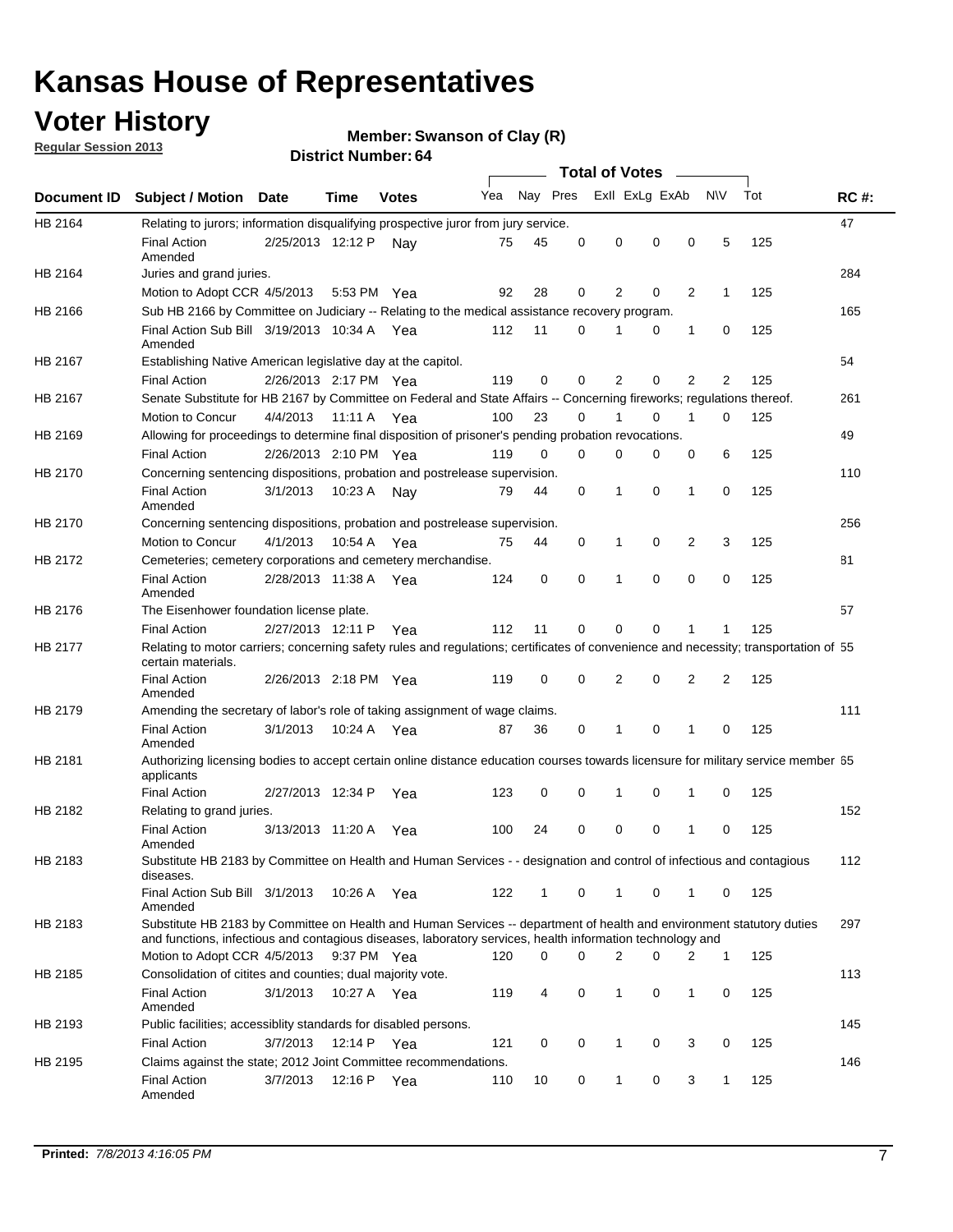# Kansas House of Representatives

## Voter History

**Regular Session 2013**

**Member: Swanson of Clay (R)**

**District Number: 64**

| Document ID | Subject / Motion | Date | Time | Votes | Yea | Nay | Pres | ExII | ExLg | ExAb | N\V | Tot | RC #: |
|---|---|---|---|---|---|---|---|---|---|---|---|---|---|
| HB 2164 | Relating to jurors; information disqualifying prospective juror from jury service. | | | | | | | | | | | | 47 |
| | Final Action Amended | 2/25/2013 | 12:12 P | Nay | 75 | 45 | 0 | 0 | 0 | 0 | 5 | 125 | |
| HB 2164 | Juries and grand juries. | | | | | | | | | | | | 284 |
| | Motion to Adopt CCR | 4/5/2013 | 5:53 PM | Yea | 92 | 28 | 0 | 2 | 0 | 2 | 1 | 125 | |
| HB 2166 | Sub HB 2166 by Committee on Judiciary -- Relating to the medical assistance recovery program. | | | | | | | | | | | | 165 |
| | Final Action Sub Bill Amended | 3/19/2013 | 10:34 A | Yea | 112 | 11 | 0 | 1 | 0 | 1 | 0 | 125 | |
| HB 2167 | Establishing Native American legislative day at the capitol. | | | | | | | | | | | | 54 |
| | Final Action | 2/26/2013 | 2:17 PM | Yea | 119 | 0 | 0 | 2 | 0 | 2 | 2 | 125 | |
| HB 2167 | Senate Substitute for HB 2167 by Committee on Federal and State Affairs -- Concerning fireworks; regulations thereof. | | | | | | | | | | | | 261 |
| | Motion to Concur | 4/4/2013 | 11:11 A | Yea | 100 | 23 | 0 | 1 | 0 | 1 | 0 | 125 | |
| HB 2169 | Allowing for proceedings to determine final disposition of prisoner's pending probation revocations. | | | | | | | | | | | | 49 |
| | Final Action | 2/26/2013 | 2:10 PM | Yea | 119 | 0 | 0 | 0 | 0 | 0 | 6 | 125 | |
| HB 2170 | Concerning sentencing dispositions, probation and postrelease supervision. | | | | | | | | | | | | 110 |
| | Final Action Amended | 3/1/2013 | 10:23 A | Nay | 79 | 44 | 0 | 1 | 0 | 1 | 0 | 125 | |
| HB 2170 | Concerning sentencing dispositions, probation and postrelease supervision. | | | | | | | | | | | | 256 |
| | Motion to Concur | 4/1/2013 | 10:54 A | Yea | 75 | 44 | 0 | 1 | 0 | 2 | 3 | 125 | |
| HB 2172 | Cemeteries; cemetery corporations and cemetery merchandise. | | | | | | | | | | | | 81 |
| | Final Action Amended | 2/28/2013 | 11:38 A | Yea | 124 | 0 | 0 | 1 | 0 | 0 | 0 | 125 | |
| HB 2176 | The Eisenhower foundation license plate. | | | | | | | | | | | | 57 |
| | Final Action | 2/27/2013 | 12:11 P | Yea | 112 | 11 | 0 | 0 | 0 | 1 | 1 | 125 | |
| HB 2177 | Relating to motor carriers; concerning safety rules and regulations; certificates of convenience and necessity; transportation of certain materials. | | | | | | | | | | | | 55 |
| | Final Action Amended | 2/26/2013 | 2:18 PM | Yea | 119 | 0 | 0 | 2 | 0 | 2 | 2 | 125 | |
| HB 2179 | Amending the secretary of labor's role of taking assignment of wage claims. | | | | | | | | | | | | 111 |
| | Final Action Amended | 3/1/2013 | 10:24 A | Yea | 87 | 36 | 0 | 1 | 0 | 1 | 0 | 125 | |
| HB 2181 | Authorizing licensing bodies to accept certain online distance education courses towards licensure for military service member applicants | | | | | | | | | | | | 65 |
| | Final Action | 2/27/2013 | 12:34 P | Yea | 123 | 0 | 0 | 1 | 0 | 1 | 0 | 125 | |
| HB 2182 | Relating to grand juries. | | | | | | | | | | | | 152 |
| | Final Action Amended | 3/13/2013 | 11:20 A | Yea | 100 | 24 | 0 | 0 | 0 | 1 | 0 | 125 | |
| HB 2183 | Substitute HB 2183 by Committee on Health and Human Services - - designation and control of infectious and contagious diseases. | | | | | | | | | | | | 112 |
| | Final Action Sub Bill Amended | 3/1/2013 | 10:26 A | Yea | 122 | 1 | 0 | 1 | 0 | 1 | 0 | 125 | |
| HB 2183 | Substitute HB 2183 by Committee on Health and Human Services -- department of health and environment statutory duties and functions, infectious and contagious diseases, laboratory services, health information technology and | | | | | | | | | | | | 297 |
| | Motion to Adopt CCR | 4/5/2013 | 9:37 PM | Yea | 120 | 0 | 0 | 2 | 0 | 2 | 1 | 125 | |
| HB 2185 | Consolidation of citites and counties; dual majority vote. | | | | | | | | | | | | 113 |
| | Final Action Amended | 3/1/2013 | 10:27 A | Yea | 119 | 4 | 0 | 1 | 0 | 1 | 0 | 125 | |
| HB 2193 | Public facilities; accessiblity standards for disabled persons. | | | | | | | | | | | | 145 |
| | Final Action | 3/7/2013 | 12:14 P | Yea | 121 | 0 | 0 | 1 | 0 | 3 | 0 | 125 | |
| HB 2195 | Claims against the state; 2012 Joint Committee recommendations. | | | | | | | | | | | | 146 |
| | Final Action Amended | 3/7/2013 | 12:16 P | Yea | 110 | 10 | 0 | 1 | 0 | 3 | 1 | 125 | |

**Printed:** *7/8/2013 4:16:05 PM*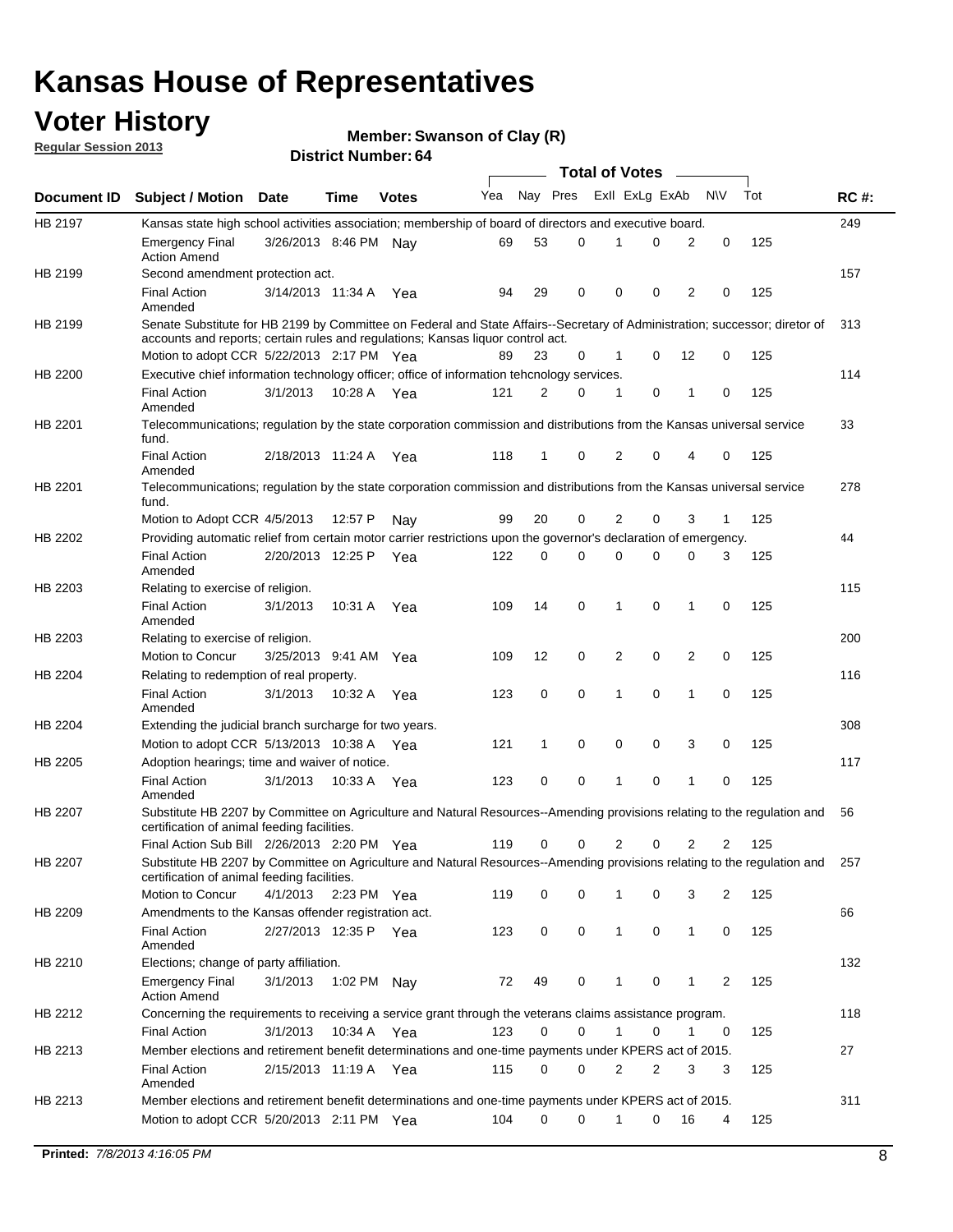# Kansas House of Representatives

## Voter History

**Regular Session 2013**

**Member: Swanson of Clay (R)**

**District Number: 64**

| Document ID | Subject / Motion | Date | Time | Votes | Yea | Nay | Pres | ExII | ExLg | ExAb | N\V | Tot | RC #: |
|---|---|---|---|---|---|---|---|---|---|---|---|---|---|
| HB 2197 | Kansas state high school activities association; membership of board of directors and executive board. | | | | | | | | | | | | 249 |
| | Emergency Final Action Amend | 3/26/2013 | 8:46 PM | Nay | 69 | 53 | 0 | 1 | 0 | 2 | 0 | 125 | |
| HB 2199 | Second amendment protection act. | | | | | | | | | | | | 157 |
| | Final Action Amended | 3/14/2013 | 11:34 A | Yea | 94 | 29 | 0 | 0 | 0 | 2 | 0 | 125 | |
| HB 2199 | Senate Substitute for HB 2199 by Committee on Federal and State Affairs--Secretary of Administration; successor; diretor of accounts and reports; certain rules and regulations; Kansas liquor control act. | | | | | | | | | | | | 313 |
| | Motion to adopt CCR | 5/22/2013 | 2:17 PM | Yea | 89 | 23 | 0 | 1 | 0 | 12 | 0 | 125 | |
| HB 2200 | Executive chief information technology officer; office of information tehcnology services. | | | | | | | | | | | | 114 |
| | Final Action Amended | 3/1/2013 | 10:28 A | Yea | 121 | 2 | 0 | 1 | 0 | 1 | 0 | 125 | |
| HB 2201 | Telecommunications; regulation by the state corporation commission and distributions from the Kansas universal service fund. | | | | | | | | | | | | 33 |
| | Final Action Amended | 2/18/2013 | 11:24 A | Yea | 118 | 1 | 0 | 2 | 0 | 4 | 0 | 125 | |
| HB 2201 | Telecommunications; regulation by the state corporation commission and distributions from the Kansas universal service fund. | | | | | | | | | | | | 278 |
| | Motion to Adopt CCR | 4/5/2013 | 12:57 P | Nay | 99 | 20 | 0 | 2 | 0 | 3 | 1 | 125 | |
| HB 2202 | Providing automatic relief from certain motor carrier restrictions upon the governor's declaration of emergency. | | | | | | | | | | | | 44 |
| | Final Action Amended | 2/20/2013 | 12:25 P | Yea | 122 | 0 | 0 | 0 | 0 | 0 | 3 | 125 | |
| HB 2203 | Relating to exercise of religion. | | | | | | | | | | | | 115 |
| | Final Action Amended | 3/1/2013 | 10:31 A | Yea | 109 | 14 | 0 | 1 | 0 | 1 | 0 | 125 | |
| HB 2203 | Relating to exercise of religion. | | | | | | | | | | | | 200 |
| | Motion to Concur | 3/25/2013 | 9:41 AM | Yea | 109 | 12 | 0 | 2 | 0 | 2 | 0 | 125 | |
| HB 2204 | Relating to redemption of real property. | | | | | | | | | | | | 116 |
| | Final Action Amended | 3/1/2013 | 10:32 A | Yea | 123 | 0 | 0 | 1 | 0 | 1 | 0 | 125 | |
| HB 2204 | Extending the judicial branch surcharge for two years. | | | | | | | | | | | | 308 |
| | Motion to adopt CCR | 5/13/2013 | 10:38 A | Yea | 121 | 1 | 0 | 0 | 0 | 3 | 0 | 125 | |
| HB 2205 | Adoption hearings; time and waiver of notice. | | | | | | | | | | | | 117 |
| | Final Action Amended | 3/1/2013 | 10:33 A | Yea | 123 | 0 | 0 | 1 | 0 | 1 | 0 | 125 | |
| HB 2207 | Substitute HB 2207 by Committee on Agriculture and Natural Resources--Amending provisions relating to the regulation and certification of animal feeding facilities. | | | | | | | | | | | | 56 |
| | Final Action Sub Bill | 2/26/2013 | 2:20 PM | Yea | 119 | 0 | 0 | 2 | 0 | 2 | 2 | 125 | |
| HB 2207 | Substitute HB 2207 by Committee on Agriculture and Natural Resources--Amending provisions relating to the regulation and certification of animal feeding facilities. | | | | | | | | | | | | 257 |
| | Motion to Concur | 4/1/2013 | 2:23 PM | Yea | 119 | 0 | 0 | 1 | 0 | 3 | 2 | 125 | |
| HB 2209 | Amendments to the Kansas offender registration act. | | | | | | | | | | | | 66 |
| | Final Action Amended | 2/27/2013 | 12:35 P | Yea | 123 | 0 | 0 | 1 | 0 | 1 | 0 | 125 | |
| HB 2210 | Elections; change of party affiliation. | | | | | | | | | | | | 132 |
| | Emergency Final Action Amend | 3/1/2013 | 1:02 PM | Nay | 72 | 49 | 0 | 1 | 0 | 1 | 2 | 125 | |
| HB 2212 | Concerning the requirements to receiving a service grant through the veterans claims assistance program. | | | | | | | | | | | | 118 |
| | Final Action | 3/1/2013 | 10:34 A | Yea | 123 | 0 | 0 | 1 | 0 | 1 | 0 | 125 | |
| HB 2213 | Member elections and retirement benefit determinations and one-time payments under KPERS act of 2015. | | | | | | | | | | | | 27 |
| | Final Action Amended | 2/15/2013 | 11:19 A | Yea | 115 | 0 | 0 | 2 | 2 | 3 | 3 | 125 | |
| HB 2213 | Member elections and retirement benefit determinations and one-time payments under KPERS act of 2015. | | | | | | | | | | | | 311 |
| | Motion to adopt CCR | 5/20/2013 | 2:11 PM | Yea | 104 | 0 | 0 | 1 | 0 | 16 | 4 | 125 | |

**Printed:** 7/8/2013 4:16:05 PM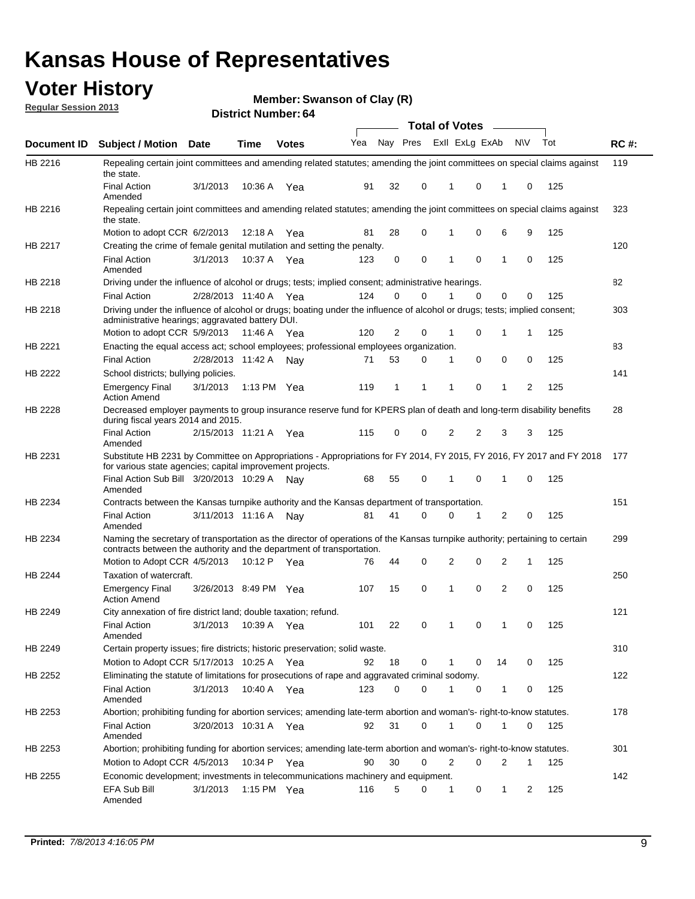# Kansas House of Representatives

## Voter History

**Regular Session 2013**

**Member: Swanson of Clay (R)**

**District Number: 64**

| Document ID | Subject / Motion | Date | Time | Votes | Yea | Nay | Pres | ExII | ExLg | ExAb | N\V | Tot | RC #: |
|---|---|---|---|---|---|---|---|---|---|---|---|---|---|
| HB 2216 | Repealing certain joint committees and amending related statutes; amending the joint committees on special claims against the state. | | | | | | | | | | | | 119 |
| | Final Action Amended | 3/1/2013 | 10:36 A | Yea | 91 | 32 | 0 | 1 | 0 | 1 | 0 | 125 | |
| HB 2216 | Repealing certain joint committees and amending related statutes; amending the joint committees on special claims against the state. | | | | | | | | | | | | 323 |
| | Motion to adopt CCR | 6/2/2013 | 12:18 A | Yea | 81 | 28 | 0 | 1 | 0 | 6 | 9 | 125 | |
| HB 2217 | Creating the crime of female genital mutilation and setting the penalty. | | | | | | | | | | | | 120 |
| | Final Action Amended | 3/1/2013 | 10:37 A | Yea | 123 | 0 | 0 | 1 | 0 | 1 | 0 | 125 | |
| HB 2218 | Driving under the influence of alcohol or drugs; tests; implied consent; administrative hearings. | | | | | | | | | | | | 82 |
| | Final Action | 2/28/2013 | 11:40 A | Yea | 124 | 0 | 0 | 1 | 0 | 0 | 0 | 125 | |
| HB 2218 | Driving under the influence of alcohol or drugs; boating under the influence of alcohol or drugs; tests; implied consent; administrative hearings; aggravated battery DUI. | | | | | | | | | | | | 303 |
| | Motion to adopt CCR | 5/9/2013 | 11:46 A | Yea | 120 | 2 | 0 | 1 | 0 | 1 | 1 | 125 | |
| HB 2221 | Enacting the equal access act; school employees; professional employees organization. | | | | | | | | | | | | 83 |
| | Final Action | 2/28/2013 | 11:42 A | Nay | 71 | 53 | 0 | 1 | 0 | 0 | 0 | 125 | |
| HB 2222 | School districts; bullying policies. | | | | | | | | | | | | 141 |
| | Emergency Final Action Amend | 3/1/2013 | 1:13 PM | Yea | 119 | 1 | 1 | 1 | 0 | 1 | 2 | 125 | |
| HB 2228 | Decreased employer payments to group insurance reserve fund for KPERS plan of death and long-term disability benefits during fiscal years 2014 and 2015. | | | | | | | | | | | | 28 |
| | Final Action Amended | 2/15/2013 | 11:21 A | Yea | 115 | 0 | 0 | 2 | 2 | 3 | 3 | 125 | |
| HB 2231 | Substitute HB 2231 by Committee on Appropriations - Appropriations for FY 2014, FY 2015, FY 2016, FY 2017 and FY 2018 for various state agencies; capital improvement projects. | | | | | | | | | | | | 177 |
| | Final Action Sub Bill Amended | 3/20/2013 | 10:29 A | Nay | 68 | 55 | 0 | 1 | 0 | 1 | 0 | 125 | |
| HB 2234 | Contracts between the Kansas turnpike authority and the Kansas department of transportation. | | | | | | | | | | | | 151 |
| | Final Action Amended | 3/11/2013 | 11:16 A | Nay | 81 | 41 | 0 | 0 | 1 | 2 | 0 | 125 | |
| HB 2234 | Naming the secretary of transportation as the director of operations of the Kansas turnpike authority; pertaining to certain contracts between the authority and the department of transportation. | | | | | | | | | | | | 299 |
| | Motion to Adopt CCR | 4/5/2013 | 10:12 P | Yea | 76 | 44 | 0 | 2 | 0 | 2 | 1 | 125 | |
| HB 2244 | Taxation of watercraft. | | | | | | | | | | | | 250 |
| | Emergency Final Action Amend | 3/26/2013 | 8:49 PM | Yea | 107 | 15 | 0 | 1 | 0 | 2 | 0 | 125 | |
| HB 2249 | City annexation of fire district land; double taxation; refund. | | | | | | | | | | | | 121 |
| | Final Action Amended | 3/1/2013 | 10:39 A | Yea | 101 | 22 | 0 | 1 | 0 | 1 | 0 | 125 | |
| HB 2249 | Certain property issues; fire districts; historic preservation; solid waste. | | | | | | | | | | | | 310 |
| | Motion to Adopt CCR | 5/17/2013 | 10:25 A | Yea | 92 | 18 | 0 | 1 | 0 | 14 | 0 | 125 | |
| HB 2252 | Eliminating the statute of limitations for prosecutions of rape and aggravated criminal sodomy. | | | | | | | | | | | | 122 |
| | Final Action Amended | 3/1/2013 | 10:40 A | Yea | 123 | 0 | 0 | 1 | 0 | 1 | 0 | 125 | |
| HB 2253 | Abortion; prohibiting funding for abortion services; amending late-term abortion and woman's- right-to-know statutes. | | | | | | | | | | | | 178 |
| | Final Action Amended | 3/20/2013 | 10:31 A | Yea | 92 | 31 | 0 | 1 | 0 | 1 | 0 | 125 | |
| HB 2253 | Abortion; prohibiting funding for abortion services; amending late-term abortion and woman's- right-to-know statutes. | | | | | | | | | | | | 301 |
| | Motion to Adopt CCR | 4/5/2013 | 10:34 P | Yea | 90 | 30 | 0 | 2 | 0 | 2 | 1 | 125 | |
| HB 2255 | Economic development; investments in telecommunications machinery and equipment. | | | | | | | | | | | | 142 |
| | EFA Sub Bill Amended | 3/1/2013 | 1:15 PM | Yea | 116 | 5 | 0 | 1 | 0 | 1 | 2 | 125 | |

**Printed:** *7/8/2013 4:16:05 PM*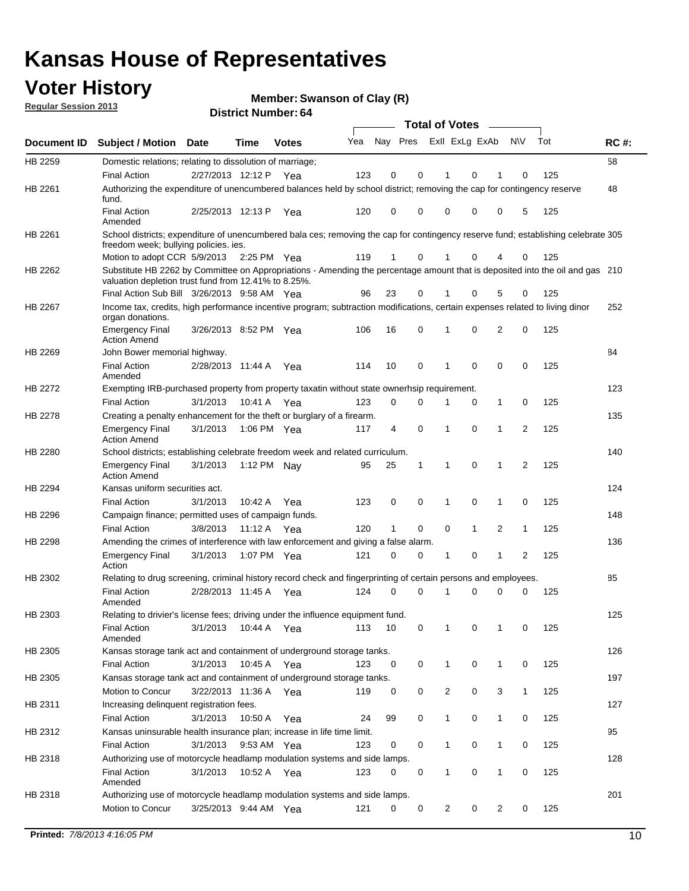# Kansas House of Representatives

## Voter History

**Regular Session 2013**

**Member: Swanson of Clay (R)**

**District Number: 64**

| Document ID | Subject / Motion | Date | Time | Votes | Yea | Nay | Pres | ExII | ExLg | ExAb | N\V | Tot | RC #: |
|---|---|---|---|---|---|---|---|---|---|---|---|---|---|
| HB 2259 | Domestic relations; relating to dissolution of marriage; | | | | | | | | | | | | 58 |
| | Final Action | 2/27/2013 | 12:12 P | Yea | 123 | 0 | 0 | 1 | 0 | 1 | 0 | 125 | |
| HB 2261 | Authorizing the expenditure of unencumbered balances held by school district; removing the cap for contingency reserve fund. | | | | | | | | | | | | 48 |
| | Final Action Amended | 2/25/2013 | 12:13 P | Yea | 120 | 0 | 0 | 0 | 0 | 0 | 5 | 125 | |
| HB 2261 | School districts; expenditure of unencumbered bala ces; removing the cap for contingency reserve fund; establishing celebrate freedom week; bullying policies. ies. | | | | | | | | | | | | 305 |
| | Motion to adopt CCR | 5/9/2013 | 2:25 PM | Yea | 119 | 1 | 0 | 1 | 0 | 4 | 0 | 125 | |
| HB 2262 | Substitute HB 2262 by Committee on Appropriations - Amending the percentage amount that is deposited into the oil and gas valuation depletion trust fund from 12.41% to 8.25%. | | | | | | | | | | | | 210 |
| | Final Action Sub Bill | 3/26/2013 | 9:58 AM | Yea | 96 | 23 | 0 | 1 | 0 | 5 | 0 | 125 | |
| HB 2267 | Income tax, credits, high performance incentive program; subtraction modifications, certain expenses related to living dinor organ donations. | | | | | | | | | | | | 252 |
| | Emergency Final Action Amend | 3/26/2013 | 8:52 PM | Yea | 106 | 16 | 0 | 1 | 0 | 2 | 0 | 125 | |
| HB 2269 | John Bower memorial highway. | | | | | | | | | | | | 84 |
| | Final Action Amended | 2/28/2013 | 11:44 A | Yea | 114 | 10 | 0 | 1 | 0 | 0 | 0 | 125 | |
| HB 2272 | Exempting IRB-purchased property from property taxatin without state ownerhsip requirement. | | | | | | | | | | | | 123 |
| | Final Action | 3/1/2013 | 10:41 A | Yea | 123 | 0 | 0 | 1 | 0 | 1 | 0 | 125 | |
| HB 2278 | Creating a penalty enhancement for the theft or burglary of a firearm. | | | | | | | | | | | | 135 |
| | Emergency Final Action Amend | 3/1/2013 | 1:06 PM | Yea | 117 | 4 | 0 | 1 | 0 | 1 | 2 | 125 | |
| HB 2280 | School districts; establishing celebrate freedom week and related curriculum. | | | | | | | | | | | | 140 |
| | Emergency Final Action Amend | 3/1/2013 | 1:12 PM | Nay | 95 | 25 | 1 | 1 | 0 | 1 | 2 | 125 | |
| HB 2294 | Kansas uniform securities act. | | | | | | | | | | | | 124 |
| | Final Action | 3/1/2013 | 10:42 A | Yea | 123 | 0 | 0 | 1 | 0 | 1 | 0 | 125 | |
| HB 2296 | Campaign finance; permitted uses of campaign funds. | | | | | | | | | | | | 148 |
| | Final Action | 3/8/2013 | 11:12 A | Yea | 120 | 1 | 0 | 0 | 1 | 2 | 1 | 125 | |
| HB 2298 | Amending the crimes of interference with law enforcement and giving a false alarm. | | | | | | | | | | | | 136 |
| | Emergency Final Action | 3/1/2013 | 1:07 PM | Yea | 121 | 0 | 0 | 1 | 0 | 1 | 2 | 125 | |
| HB 2302 | Relating to drug screening, criminal history record check and fingerprinting of certain persons and employees. | | | | | | | | | | | | 85 |
| | Final Action Amended | 2/28/2013 | 11:45 A | Yea | 124 | 0 | 0 | 1 | 0 | 0 | 0 | 125 | |
| HB 2303 | Relating to drivier's license fees; driving under the influence equipment fund. | | | | | | | | | | | | 125 |
| | Final Action Amended | 3/1/2013 | 10:44 A | Yea | 113 | 10 | 0 | 1 | 0 | 1 | 0 | 125 | |
| HB 2305 | Kansas storage tank act and containment of underground storage tanks. | | | | | | | | | | | | 126 |
| | Final Action | 3/1/2013 | 10:45 A | Yea | 123 | 0 | 0 | 1 | 0 | 1 | 0 | 125 | |
| HB 2305 | Kansas storage tank act and containment of underground storage tanks. | | | | | | | | | | | | 197 |
| | Motion to Concur | 3/22/2013 | 11:36 A | Yea | 119 | 0 | 0 | 2 | 0 | 3 | 1 | 125 | |
| HB 2311 | Increasing delinquent registration fees. | | | | | | | | | | | | 127 |
| | Final Action | 3/1/2013 | 10:50 A | Yea | 24 | 99 | 0 | 1 | 0 | 1 | 0 | 125 | |
| HB 2312 | Kansas uninsurable health insurance plan; increase in life time limit. | | | | | | | | | | | | 95 |
| | Final Action | 3/1/2013 | 9:53 AM | Yea | 123 | 0 | 0 | 1 | 0 | 1 | 0 | 125 | |
| HB 2318 | Authorizing use of motorcycle headlamp modulation systems and side lamps. | | | | | | | | | | | | 128 |
| | Final Action Amended | 3/1/2013 | 10:52 A | Yea | 123 | 0 | 0 | 1 | 0 | 1 | 0 | 125 | |
| HB 2318 | Authorizing use of motorcycle headlamp modulation systems and side lamps. | | | | | | | | | | | | 201 |
| | Motion to Concur | 3/25/2013 | 9:44 AM | Yea | 121 | 0 | 0 | 2 | 0 | 2 | 0 | 125 | |

**Printed:** *7/8/2013 4:16:05 PM*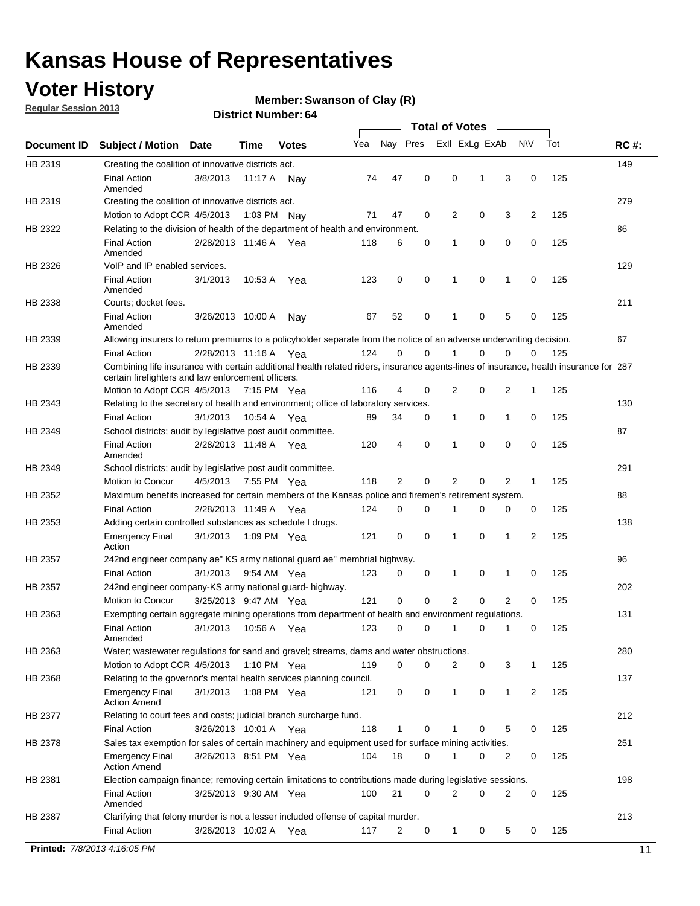# Kansas House of Representatives

## Voter History

**Regular Session 2013**

**Member: Swanson of Clay (R)**

**District Number: 64**

| Document ID | Subject / Motion | Date | Time | Votes | Yea | Nay | Pres | ExII | ExLg | ExAb | N\V | Tot | RC #: |
|---|---|---|---|---|---|---|---|---|---|---|---|---|---|
| HB 2319 | Creating the coalition of innovative districts act. | | | | | | | | | | | | 149 |
| | Final Action Amended | 3/8/2013 | 11:17 A | Nay | 74 | 47 | 0 | 0 | 1 | 3 | 0 | 125 | |
| HB 2319 | Creating the coalition of innovative districts act. | | | | | | | | | | | | 279 |
| | Motion to Adopt CCR | 4/5/2013 | 1:03 PM | Nay | 71 | 47 | 0 | 2 | 0 | 3 | 2 | 125 | |
| HB 2322 | Relating to the division of health of the department of health and environment. | | | | | | | | | | | | 86 |
| | Final Action Amended | 2/28/2013 | 11:46 A | Yea | 118 | 6 | 0 | 1 | 0 | 0 | 0 | 125 | |
| HB 2326 | VoIP and IP enabled services. | | | | | | | | | | | | 129 |
| | Final Action Amended | 3/1/2013 | 10:53 A | Yea | 123 | 0 | 0 | 1 | 0 | 1 | 0 | 125 | |
| HB 2338 | Courts; docket fees. | | | | | | | | | | | | 211 |
| | Final Action Amended | 3/26/2013 | 10:00 A | Nay | 67 | 52 | 0 | 1 | 0 | 5 | 0 | 125 | |
| HB 2339 | Allowing insurers to return premiums to a policyholder separate from the notice of an adverse underwriting decision. | | | | | | | | | | | | 67 |
| | Final Action | 2/28/2013 | 11:16 A | Yea | 124 | 0 | 0 | 1 | 0 | 0 | 0 | 125 | |
| HB 2339 | Combining life insurance with certain additional health related riders, insurance agents-lines of insurance, health insurance for certain firefighters and law enforcement officers. | | | | | | | | | | | | 287 |
| | Motion to Adopt CCR | 4/5/2013 | 7:15 PM | Yea | 116 | 4 | 0 | 2 | 0 | 2 | 1 | 125 | |
| HB 2343 | Relating to the secretary of health and environment; office of laboratory services. | | | | | | | | | | | | 130 |
| | Final Action | 3/1/2013 | 10:54 A | Yea | 89 | 34 | 0 | 1 | 0 | 1 | 0 | 125 | |
| HB 2349 | School districts; audit by legislative post audit committee. | | | | | | | | | | | | 87 |
| | Final Action Amended | 2/28/2013 | 11:48 A | Yea | 120 | 4 | 0 | 1 | 0 | 0 | 0 | 125 | |
| HB 2349 | School districts; audit by legislative post audit committee. | | | | | | | | | | | | 291 |
| | Motion to Concur | 4/5/2013 | 7:55 PM | Yea | 118 | 2 | 0 | 2 | 0 | 2 | 1 | 125 | |
| HB 2352 | Maximum benefits increased for certain members of the Kansas police and firemen's retirement system. | | | | | | | | | | | | 88 |
| | Final Action | 2/28/2013 | 11:49 A | Yea | 124 | 0 | 0 | 1 | 0 | 0 | 0 | 125 | |
| HB 2353 | Adding certain controlled substances as schedule I drugs. | | | | | | | | | | | | 138 |
| | Emergency Final Action | 3/1/2013 | 1:09 PM | Yea | 121 | 0 | 0 | 1 | 0 | 1 | 2 | 125 | |
| HB 2357 | 242nd engineer company ae" KS army national guard ae" membrial highway. | | | | | | | | | | | | 96 |
| | Final Action | 3/1/2013 | 9:54 AM | Yea | 123 | 0 | 0 | 1 | 0 | 1 | 0 | 125 | |
| HB 2357 | 242nd engineer company-KS army national guard- highway. | | | | | | | | | | | | 202 |
| | Motion to Concur | 3/25/2013 | 9:47 AM | Yea | 121 | 0 | 0 | 2 | 0 | 2 | 0 | 125 | |
| HB 2363 | Exempting certain aggregate mining operations from department of health and environment regulations. | | | | | | | | | | | | 131 |
| | Final Action Amended | 3/1/2013 | 10:56 A | Yea | 123 | 0 | 0 | 1 | 0 | 1 | 0 | 125 | |
| HB 2363 | Water; wastewater regulations for sand and gravel; streams, dams and water obstructions. | | | | | | | | | | | | 280 |
| | Motion to Adopt CCR | 4/5/2013 | 1:10 PM | Yea | 119 | 0 | 0 | 2 | 0 | 3 | 1 | 125 | |
| HB 2368 | Relating to the governor's mental health services planning council. | | | | | | | | | | | | 137 |
| | Emergency Final Action Amend | 3/1/2013 | 1:08 PM | Yea | 121 | 0 | 0 | 1 | 0 | 1 | 2 | 125 | |
| HB 2377 | Relating to court fees and costs; judicial branch surcharge fund. | | | | | | | | | | | | 212 |
| | Final Action | 3/26/2013 | 10:01 A | Yea | 118 | 1 | 0 | 1 | 0 | 5 | 0 | 125 | |
| HB 2378 | Sales tax exemption for sales of certain machinery and equipment used for surface mining activities. | | | | | | | | | | | | 251 |
| | Emergency Final Action Amend | 3/26/2013 | 8:51 PM | Yea | 104 | 18 | 0 | 1 | 0 | 2 | 0 | 125 | |
| HB 2381 | Election campaign finance; removing certain limitations to contributions made during legislative sessions. | | | | | | | | | | | | 198 |
| | Final Action Amended | 3/25/2013 | 9:30 AM | Yea | 100 | 21 | 0 | 2 | 0 | 2 | 0 | 125 | |
| HB 2387 | Clarifying that felony murder is not a lesser included offense of capital murder. | | | | | | | | | | | | 213 |
| | Final Action | 3/26/2013 | 10:02 A | Yea | 117 | 2 | 0 | 1 | 0 | 5 | 0 | 125 | |

**Printed:** *7/8/2013 4:16:05 PM*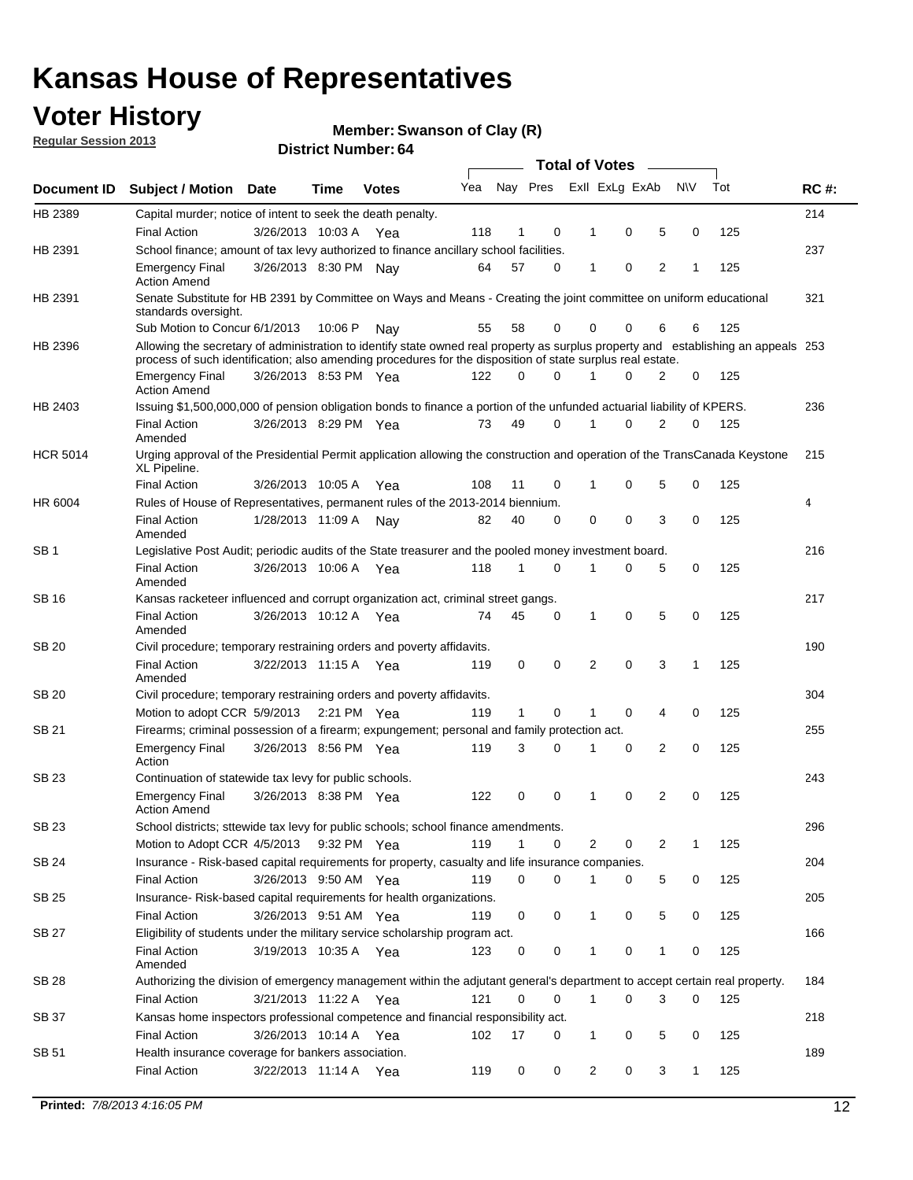# Kansas House of Representatives

## Voter History

**Regular Session 2013**

**Member: Swanson of Clay (R)**

**District Number: 64**

| Document ID | Subject / Motion | Date | Time | Votes | Yea | Nay | Pres | ExII | ExLg | ExAb | N\V | Tot | RC #: |
|---|---|---|---|---|---|---|---|---|---|---|---|---|---|
| HB 2389 | Capital murder; notice of intent to seek the death penalty. | | | | | | | | | | | | 214 |
| | Final Action | 3/26/2013 | 10:03 A | Yea | 118 | 1 | 0 | 1 | 0 | 5 | 0 | 125 | |
| HB 2391 | School finance; amount of tax levy authorized to finance ancillary school facilities. | | | | | | | | | | | | 237 |
| | Emergency Final Action Amend | 3/26/2013 | 8:30 PM | Nay | 64 | 57 | 0 | 1 | 0 | 2 | 1 | 125 | |
| HB 2391 | Senate Substitute for HB 2391 by Committee on Ways and Means - Creating the joint committee on uniform educational standards oversight. | | | | | | | | | | | | 321 |
| | Sub Motion to Concur | 6/1/2013 | 10:06 P | Nay | 55 | 58 | 0 | 0 | 0 | 6 | 6 | 125 | |
| HB 2396 | Allowing the secretary of administration to identify state owned real property as surplus property and establishing an appeals process of such identification; also amending procedures for the disposition of state surplus real estate. | | | | | | | | | | | | 253 |
| | Emergency Final Action Amend | 3/26/2013 | 8:53 PM | Yea | 122 | 0 | 0 | 1 | 0 | 2 | 0 | 125 | |
| HB 2403 | Issuing $1,500,000,000 of pension obligation bonds to finance a portion of the unfunded actuarial liability of KPERS. | | | | | | | | | | | | 236 |
| | Final Action Amended | 3/26/2013 | 8:29 PM | Yea | 73 | 49 | 0 | 1 | 0 | 2 | 0 | 125 | |
| HCR 5014 | Urging approval of the Presidential Permit application allowing the construction and operation of the TransCanada Keystone XL Pipeline. | | | | | | | | | | | | 215 |
| | Final Action | 3/26/2013 | 10:05 A | Yea | 108 | 11 | 0 | 1 | 0 | 5 | 0 | 125 | |
| HR 6004 | Rules of House of Representatives, permanent rules of the 2013-2014 biennium. | | | | | | | | | | | | 4 |
| | Final Action Amended | 1/28/2013 | 11:09 A | Nay | 82 | 40 | 0 | 0 | 0 | 3 | 0 | 125 | |
| SB 1 | Legislative Post Audit; periodic audits of the State treasurer and the pooled money investment board. | | | | | | | | | | | | 216 |
| | Final Action Amended | 3/26/2013 | 10:06 A | Yea | 118 | 1 | 0 | 1 | 0 | 5 | 0 | 125 | |
| SB 16 | Kansas racketeer influenced and corrupt organization act, criminal street gangs. | | | | | | | | | | | | 217 |
| | Final Action Amended | 3/26/2013 | 10:12 A | Yea | 74 | 45 | 0 | 1 | 0 | 5 | 0 | 125 | |
| SB 20 | Civil procedure; temporary restraining orders and poverty affidavits. | | | | | | | | | | | | 190 |
| | Final Action Amended | 3/22/2013 | 11:15 A | Yea | 119 | 0 | 0 | 2 | 0 | 3 | 1 | 125 | |
| SB 20 | Civil procedure; temporary restraining orders and poverty affidavits. | | | | | | | | | | | | 304 |
| | Motion to adopt CCR | 5/9/2013 | 2:21 PM | Yea | 119 | 1 | 0 | 1 | 0 | 4 | 0 | 125 | |
| SB 21 | Firearms; criminal possession of a firearm; expungement; personal and family protection act. | | | | | | | | | | | | 255 |
| | Emergency Final Action | 3/26/2013 | 8:56 PM | Yea | 119 | 3 | 0 | 1 | 0 | 2 | 0 | 125 | |
| SB 23 | Continuation of statewide tax levy for public schools. | | | | | | | | | | | | 243 |
| | Emergency Final Action Amend | 3/26/2013 | 8:38 PM | Yea | 122 | 0 | 0 | 1 | 0 | 2 | 0 | 125 | |
| SB 23 | School districts; sttewide tax levy for public schools; school finance amendments. | | | | | | | | | | | | 296 |
| | Motion to Adopt CCR | 4/5/2013 | 9:32 PM | Yea | 119 | 1 | 0 | 2 | 0 | 2 | 1 | 125 | |
| SB 24 | Insurance - Risk-based capital requirements for property, casualty and life insurance companies. | | | | | | | | | | | | 204 |
| | Final Action | 3/26/2013 | 9:50 AM | Yea | 119 | 0 | 0 | 1 | 0 | 5 | 0 | 125 | |
| SB 25 | Insurance- Risk-based capital requirements for health organizations. | | | | | | | | | | | | 205 |
| | Final Action | 3/26/2013 | 9:51 AM | Yea | 119 | 0 | 0 | 1 | 0 | 5 | 0 | 125 | |
| SB 27 | Eligibility of students under the military service scholarship program act. | | | | | | | | | | | | 166 |
| | Final Action Amended | 3/19/2013 | 10:35 A | Yea | 123 | 0 | 0 | 1 | 0 | 1 | 0 | 125 | |
| SB 28 | Authorizing the division of emergency management within the adjutant general's department to accept certain real property. | | | | | | | | | | | | 184 |
| | Final Action | 3/21/2013 | 11:22 A | Yea | 121 | 0 | 0 | 1 | 0 | 3 | 0 | 125 | |
| SB 37 | Kansas home inspectors professional competence and financial responsibility act. | | | | | | | | | | | | 218 |
| | Final Action | 3/26/2013 | 10:14 A | Yea | 102 | 17 | 0 | 1 | 0 | 5 | 0 | 125 | |
| SB 51 | Health insurance coverage for bankers association. | | | | | | | | | | | | 189 |
| | Final Action | 3/22/2013 | 11:14 A | Yea | 119 | 0 | 0 | 2 | 0 | 3 | 1 | 125 | |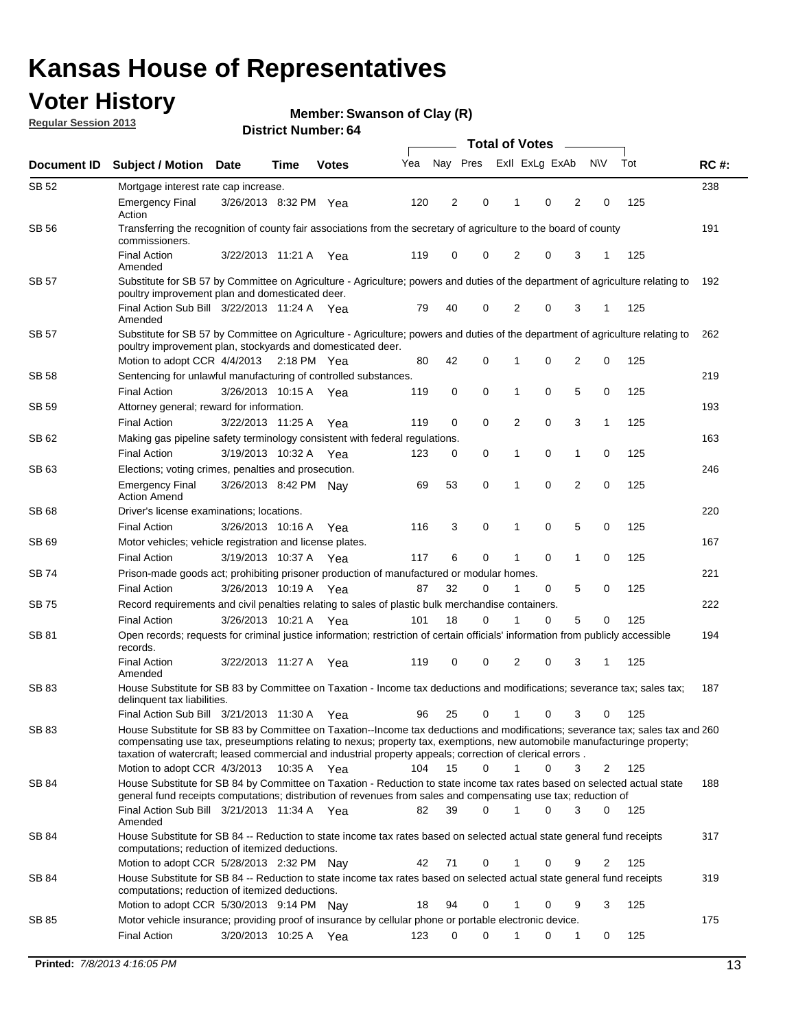# Kansas House of Representatives

## Voter History

**Regular Session 2013**

**Member: Swanson of Clay (R)**

**District Number: 64**

| Document ID | Subject / Motion | Date | Time | Votes | Yea | Nay | Pres | ExII | ExLg | ExAb | N\V | Tot | RC #: |
|---|---|---|---|---|---|---|---|---|---|---|---|---|---|
| SB 52 | Mortgage interest rate cap increase. | | | | | | | | | | | | 238 |
| | Emergency Final Action | 3/26/2013 | 8:32 PM | Yea | 120 | 2 | 0 | 1 | 0 | 2 | 0 | 125 | |
| SB 56 | Transferring the recognition of county fair associations from the secretary of agriculture to the board of county commissioners. | | | | | | | | | | | | 191 |
| | Final Action Amended | 3/22/2013 | 11:21 A | Yea | 119 | 0 | 0 | 2 | 0 | 3 | 1 | 125 | |
| SB 57 | Substitute for SB 57 by Committee on Agriculture - Agriculture; powers and duties of the department of agriculture relating to poultry improvement plan and domesticated deer. | | | | | | | | | | | | 192 |
| | Final Action Sub Bill Amended | 3/22/2013 | 11:24 A | Yea | 79 | 40 | 0 | 2 | 0 | 3 | 1 | 125 | |
| SB 57 | Substitute for SB 57 by Committee on Agriculture - Agriculture; powers and duties of the department of agriculture relating to poultry improvement plan, stockyards and domesticated deer. | | | | | | | | | | | | 262 |
| | Motion to adopt CCR | 4/4/2013 | 2:18 PM | Yea | 80 | 42 | 0 | 1 | 0 | 2 | 0 | 125 | |
| SB 58 | Sentencing for unlawful manufacturing of controlled substances. | | | | | | | | | | | | 219 |
| | Final Action | 3/26/2013 | 10:15 A | Yea | 119 | 0 | 0 | 1 | 0 | 5 | 0 | 125 | |
| SB 59 | Attorney general; reward for information. | | | | | | | | | | | | 193 |
| | Final Action | 3/22/2013 | 11:25 A | Yea | 119 | 0 | 0 | 2 | 0 | 3 | 1 | 125 | |
| SB 62 | Making gas pipeline safety terminology consistent with federal regulations. | | | | | | | | | | | | 163 |
| | Final Action | 3/19/2013 | 10:32 A | Yea | 123 | 0 | 0 | 1 | 0 | 1 | 0 | 125 | |
| SB 63 | Elections; voting crimes, penalties and prosecution. | | | | | | | | | | | | 246 |
| | Emergency Final Action Amend | 3/26/2013 | 8:42 PM | Nay | 69 | 53 | 0 | 1 | 0 | 2 | 0 | 125 | |
| SB 68 | Driver's license examinations; locations. | | | | | | | | | | | | 220 |
| | Final Action | 3/26/2013 | 10:16 A | Yea | 116 | 3 | 0 | 1 | 0 | 5 | 0 | 125 | |
| SB 69 | Motor vehicles; vehicle registration and license plates. | | | | | | | | | | | | 167 |
| | Final Action | 3/19/2013 | 10:37 A | Yea | 117 | 6 | 0 | 1 | 0 | 1 | 0 | 125 | |
| SB 74 | Prison-made goods act; prohibiting prisoner production of manufactured or modular homes. | | | | | | | | | | | | 221 |
| | Final Action | 3/26/2013 | 10:19 A | Yea | 87 | 32 | 0 | 1 | 0 | 5 | 0 | 125 | |
| SB 75 | Record requirements and civil penalties relating to sales of plastic bulk merchandise containers. | | | | | | | | | | | | 222 |
| | Final Action | 3/26/2013 | 10:21 A | Yea | 101 | 18 | 0 | 1 | 0 | 5 | 0 | 125 | |
| SB 81 | Open records; requests for criminal justice information; restriction of certain officials' information from publicly accessible records. | | | | | | | | | | | | 194 |
| | Final Action Amended | 3/22/2013 | 11:27 A | Yea | 119 | 0 | 0 | 2 | 0 | 3 | 1 | 125 | |
| SB 83 | House Substitute for SB 83 by Committee on Taxation - Income tax deductions and modifications; severance tax; sales tax; delinquent tax liabilities. | | | | | | | | | | | | 187 |
| | Final Action Sub Bill | 3/21/2013 | 11:30 A | Yea | 96 | 25 | 0 | 1 | 0 | 3 | 0 | 125 | |
| SB 83 | House Substitute for SB 83 by Committee on Taxation--Income tax deductions and modifications; severance tax; sales tax and compensating use tax, preseumptions relating to nexus; property tax, exemptions, new automobile manufacturinge property; taxation of watercraft; leased commercial and industrial property appeals; correction of clerical errors . | | | | | | | | | | | | 260 |
| | Motion to adopt CCR | 4/3/2013 | 10:35 A | Yea | 104 | 15 | 0 | 1 | 0 | 3 | 2 | 125 | |
| SB 84 | House Substitute for SB 84 by Committee on Taxation - Reduction to state income tax rates based on selected actual state general fund receipts computations; distribution of revenues from sales and compensating use tax; reduction of | | | | | | | | | | | | 188 |
| | Final Action Sub Bill Amended | 3/21/2013 | 11:34 A | Yea | 82 | 39 | 0 | 1 | 0 | 3 | 0 | 125 | |
| SB 84 | House Substitute for SB 84 -- Reduction to state income tax rates based on selected actual state general fund receipts computations; reduction of itemized deductions. | | | | | | | | | | | | 317 |
| | Motion to adopt CCR | 5/28/2013 | 2:32 PM | Nay | 42 | 71 | 0 | 1 | 0 | 9 | 2 | 125 | |
| SB 84 | House Substitute for SB 84 -- Reduction to state income tax rates based on selected actual state general fund receipts computations; reduction of itemized deductions. | | | | | | | | | | | | 319 |
| | Motion to adopt CCR | 5/30/2013 | 9:14 PM | Nay | 18 | 94 | 0 | 1 | 0 | 9 | 3 | 125 | |
| SB 85 | Motor vehicle insurance; providing proof of insurance by cellular phone or portable electronic device. | | | | | | | | | | | | 175 |
| | Final Action | 3/20/2013 | 10:25 A | Yea | 123 | 0 | 0 | 1 | 0 | 1 | 0 | 125 | |

**Printed:** *7/8/2013 4:16:05 PM*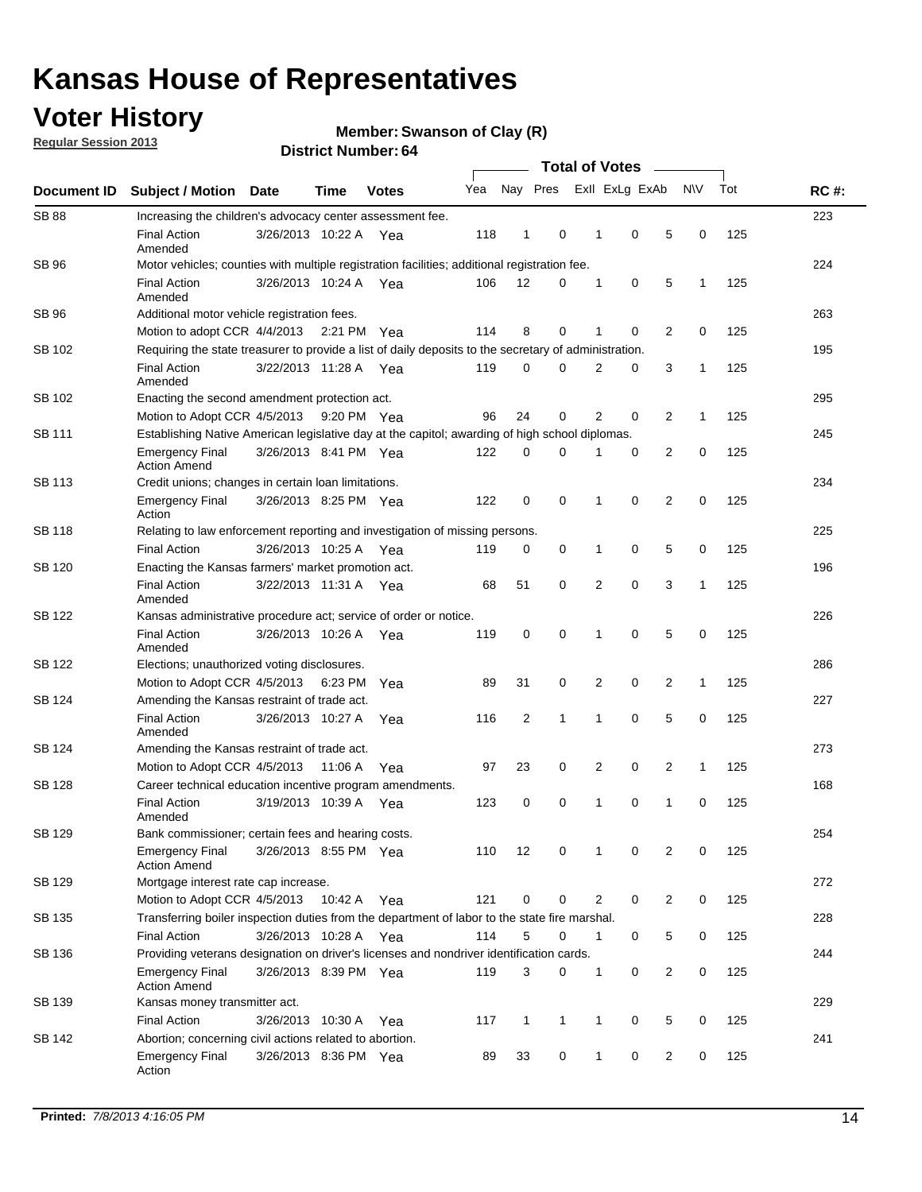# Kansas House of Representatives

## Voter History

**Regular Session 2013**

**Member: Swanson of Clay (R)**

**District Number: 64**

| Document ID | Subject / Motion | Date | Time | Votes | Yea | Nay | Pres | ExII | ExLg | ExAb | N\V | Tot | RC #: |
|---|---|---|---|---|---|---|---|---|---|---|---|---|---|
| SB 88 | Increasing the children's advocacy center assessment fee. | | | | | | | | | | | | 223 |
| | Final Action Amended | 3/26/2013 | 10:22 A | Yea | 118 | 1 | 0 | 1 | 0 | 5 | 0 | 125 | |
| SB 96 | Motor vehicles; counties with multiple registration facilities; additional registration fee. | | | | | | | | | | | | 224 |
| | Final Action Amended | 3/26/2013 | 10:24 A | Yea | 106 | 12 | 0 | 1 | 0 | 5 | 1 | 125 | |
| SB 96 | Additional motor vehicle registration fees. | | | | | | | | | | | | 263 |
| | Motion to adopt CCR | 4/4/2013 | 2:21 PM | Yea | 114 | 8 | 0 | 1 | 0 | 2 | 0 | 125 | |
| SB 102 | Requiring the state treasurer to provide a list of daily deposits to the secretary of administration. | | | | | | | | | | | | 195 |
| | Final Action Amended | 3/22/2013 | 11:28 A | Yea | 119 | 0 | 0 | 2 | 0 | 3 | 1 | 125 | |
| SB 102 | Enacting the second amendment protection act. | | | | | | | | | | | | 295 |
| | Motion to Adopt CCR | 4/5/2013 | 9:20 PM | Yea | 96 | 24 | 0 | 2 | 0 | 2 | 1 | 125 | |
| SB 111 | Establishing Native American legislative day at the capitol; awarding of high school diplomas. | | | | | | | | | | | | 245 |
| | Emergency Final Action Amend | 3/26/2013 | 8:41 PM | Yea | 122 | 0 | 0 | 1 | 0 | 2 | 0 | 125 | |
| SB 113 | Credit unions; changes in certain loan limitations. | | | | | | | | | | | | 234 |
| | Emergency Final Action | 3/26/2013 | 8:25 PM | Yea | 122 | 0 | 0 | 1 | 0 | 2 | 0 | 125 | |
| SB 118 | Relating to law enforcement reporting and investigation of missing persons. | | | | | | | | | | | | 225 |
| | Final Action | 3/26/2013 | 10:25 A | Yea | 119 | 0 | 0 | 1 | 0 | 5 | 0 | 125 | |
| SB 120 | Enacting the Kansas farmers' market promotion act. | | | | | | | | | | | | 196 |
| | Final Action Amended | 3/22/2013 | 11:31 A | Yea | 68 | 51 | 0 | 2 | 0 | 3 | 1 | 125 | |
| SB 122 | Kansas administrative procedure act; service of order or notice. | | | | | | | | | | | | 226 |
| | Final Action Amended | 3/26/2013 | 10:26 A | Yea | 119 | 0 | 0 | 1 | 0 | 5 | 0 | 125 | |
| SB 122 | Elections; unauthorized voting disclosures. | | | | | | | | | | | | 286 |
| | Motion to Adopt CCR | 4/5/2013 | 6:23 PM | Yea | 89 | 31 | 0 | 2 | 0 | 2 | 1 | 125 | |
| SB 124 | Amending the Kansas restraint of trade act. | | | | | | | | | | | | 227 |
| | Final Action Amended | 3/26/2013 | 10:27 A | Yea | 116 | 2 | 1 | 1 | 0 | 5 | 0 | 125 | |
| SB 124 | Amending the Kansas restraint of trade act. | | | | | | | | | | | | 273 |
| | Motion to Adopt CCR | 4/5/2013 | 11:06 A | Yea | 97 | 23 | 0 | 2 | 0 | 2 | 1 | 125 | |
| SB 128 | Career technical education incentive program amendments. | | | | | | | | | | | | 168 |
| | Final Action Amended | 3/19/2013 | 10:39 A | Yea | 123 | 0 | 0 | 1 | 0 | 1 | 0 | 125 | |
| SB 129 | Bank commissioner; certain fees and hearing costs. | | | | | | | | | | | | 254 |
| | Emergency Final Action Amend | 3/26/2013 | 8:55 PM | Yea | 110 | 12 | 0 | 1 | 0 | 2 | 0 | 125 | |
| SB 129 | Mortgage interest rate cap increase. | | | | | | | | | | | | 272 |
| | Motion to Adopt CCR | 4/5/2013 | 10:42 A | Yea | 121 | 0 | 0 | 2 | 0 | 2 | 0 | 125 | |
| SB 135 | Transferring boiler inspection duties from the department of labor to the state fire marshal. | | | | | | | | | | | | 228 |
| | Final Action | 3/26/2013 | 10:28 A | Yea | 114 | 5 | 0 | 1 | 0 | 5 | 0 | 125 | |
| SB 136 | Providing veterans designation on driver's licenses and nondriver identification cards. | | | | | | | | | | | | 244 |
| | Emergency Final Action Amend | 3/26/2013 | 8:39 PM | Yea | 119 | 3 | 0 | 1 | 0 | 2 | 0 | 125 | |
| SB 139 | Kansas money transmitter act. | | | | | | | | | | | | 229 |
| | Final Action | 3/26/2013 | 10:30 A | Yea | 117 | 1 | 1 | 1 | 0 | 5 | 0 | 125 | |
| SB 142 | Abortion; concerning civil actions related to abortion. | | | | | | | | | | | | 241 |
| | Emergency Final Action | 3/26/2013 | 8:36 PM | Yea | 89 | 33 | 0 | 1 | 0 | 2 | 0 | 125 | |

**Printed:** *7/8/2013 4:16:05 PM*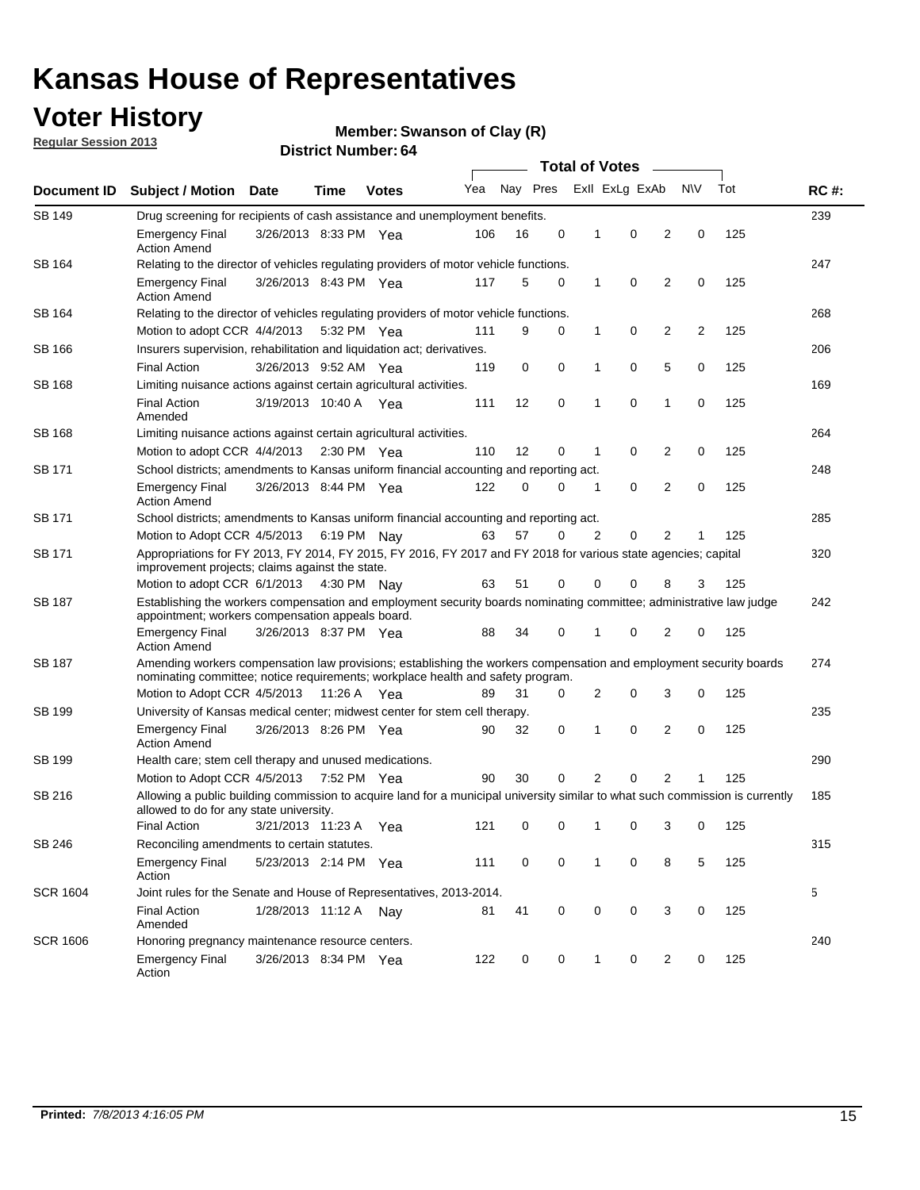# Kansas House of Representatives

## Voter History

**Regular Session 2013**

**Member: Swanson of Clay (R)**

**District Number: 64**

| Document ID | Subject / Motion | Date | Time | Votes | Yea | Nay | Pres | ExII | ExLg | ExAb | N\V | Tot | RC #: |
|---|---|---|---|---|---|---|---|---|---|---|---|---|---|
| SB 149 | Drug screening for recipients of cash assistance and unemployment benefits. | | | | | | | | | | | | 239 |
| | Emergency Final Action Amend | 3/26/2013 | 8:33 PM | Yea | 106 | 16 | 0 | 1 | 0 | 2 | 0 | 125 | |
| SB 164 | Relating to the director of vehicles regulating providers of motor vehicle functions. | | | | | | | | | | | | 247 |
| | Emergency Final Action Amend | 3/26/2013 | 8:43 PM | Yea | 117 | 5 | 0 | 1 | 0 | 2 | 0 | 125 | |
| SB 164 | Relating to the director of vehicles regulating providers of motor vehicle functions. | | | | | | | | | | | | 268 |
| | Motion to adopt CCR | 4/4/2013 | 5:32 PM | Yea | 111 | 9 | 0 | 1 | 0 | 2 | 2 | 125 | |
| SB 166 | Insurers supervision, rehabilitation and liquidation act; derivatives. | | | | | | | | | | | | 206 |
| | Final Action | 3/26/2013 | 9:52 AM | Yea | 119 | 0 | 0 | 1 | 0 | 5 | 0 | 125 | |
| SB 168 | Limiting nuisance actions against certain agricultural activities. | | | | | | | | | | | | 169 |
| | Final Action Amended | 3/19/2013 | 10:40 A | Yea | 111 | 12 | 0 | 1 | 0 | 1 | 0 | 125 | |
| SB 168 | Limiting nuisance actions against certain agricultural activities. | | | | | | | | | | | | 264 |
| | Motion to adopt CCR | 4/4/2013 | 2:30 PM | Yea | 110 | 12 | 0 | 1 | 0 | 2 | 0 | 125 | |
| SB 171 | School districts; amendments to Kansas uniform financial accounting and reporting act. | | | | | | | | | | | | 248 |
| | Emergency Final Action Amend | 3/26/2013 | 8:44 PM | Yea | 122 | 0 | 0 | 1 | 0 | 2 | 0 | 125 | |
| SB 171 | School districts; amendments to Kansas uniform financial accounting and reporting act. | | | | | | | | | | | | 285 |
| | Motion to Adopt CCR | 4/5/2013 | 6:19 PM | Nay | 63 | 57 | 0 | 2 | 0 | 2 | 1 | 125 | |
| SB 171 | Appropriations for FY 2013, FY 2014, FY 2015, FY 2016, FY 2017 and FY 2018 for various state agencies; capital improvement projects; claims against the state. | | | | | | | | | | | | 320 |
| | Motion to adopt CCR | 6/1/2013 | 4:30 PM | Nay | 63 | 51 | 0 | 0 | 0 | 8 | 3 | 125 | |
| SB 187 | Establishing the workers compensation and employment security boards nominating committee; administrative law judge appointment; workers compensation appeals board. | | | | | | | | | | | | 242 |
| | Emergency Final Action Amend | 3/26/2013 | 8:37 PM | Yea | 88 | 34 | 0 | 1 | 0 | 2 | 0 | 125 | |
| SB 187 | Amending workers compensation law provisions; establishing the workers compensation and employment security boards nominating committee; notice requirements; workplace health and safety program. | | | | | | | | | | | | 274 |
| | Motion to Adopt CCR | 4/5/2013 | 11:26 A | Yea | 89 | 31 | 0 | 2 | 0 | 3 | 0 | 125 | |
| SB 199 | University of Kansas medical center; midwest center for stem cell therapy. | | | | | | | | | | | | 235 |
| | Emergency Final Action Amend | 3/26/2013 | 8:26 PM | Yea | 90 | 32 | 0 | 1 | 0 | 2 | 0 | 125 | |
| SB 199 | Health care; stem cell therapy and unused medications. | | | | | | | | | | | | 290 |
| | Motion to Adopt CCR | 4/5/2013 | 7:52 PM | Yea | 90 | 30 | 0 | 2 | 0 | 2 | 1 | 125 | |
| SB 216 | Allowing a public building commission to acquire land for a municipal university similar to what such commission is currently allowed to do for any state university. | | | | | | | | | | | | 185 |
| | Final Action | 3/21/2013 | 11:23 A | Yea | 121 | 0 | 0 | 1 | 0 | 3 | 0 | 125 | |
| SB 246 | Reconciling amendments to certain statutes. | | | | | | | | | | | | 315 |
| | Emergency Final Action | 5/23/2013 | 2:14 PM | Yea | 111 | 0 | 0 | 1 | 0 | 8 | 5 | 125 | |
| SCR 1604 | Joint rules for the Senate and House of Representatives, 2013-2014. | | | | | | | | | | | | 5 |
| | Final Action Amended | 1/28/2013 | 11:12 A | Nay | 81 | 41 | 0 | 0 | 0 | 3 | 0 | 125 | |
| SCR 1606 | Honoring pregnancy maintenance resource centers. | | | | | | | | | | | | 240 |
| | Emergency Final Action | 3/26/2013 | 8:34 PM | Yea | 122 | 0 | 0 | 1 | 0 | 2 | 0 | 125 | |

**Printed:** *7/8/2013 4:16:05 PM*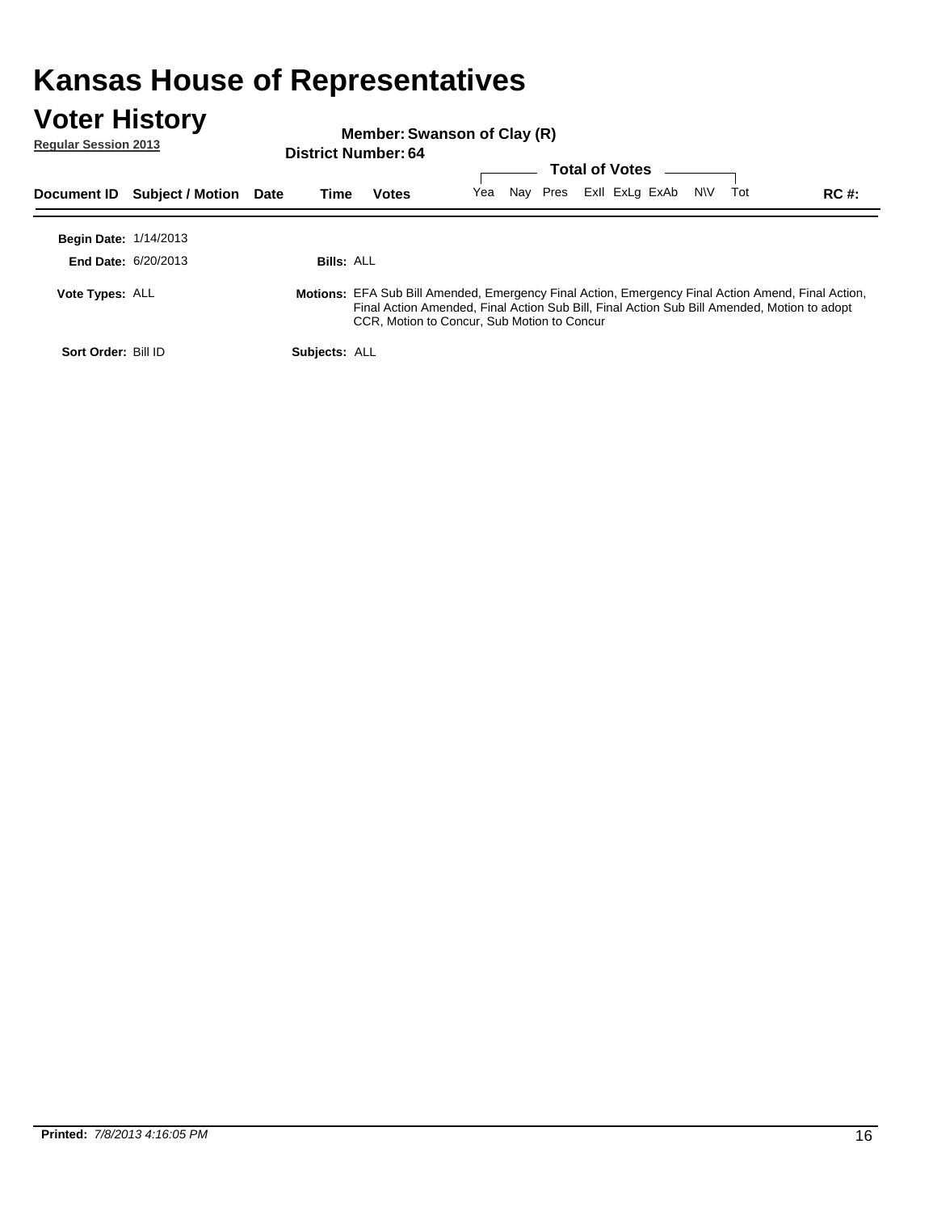# Kansas House of Representatives

## Voter History

**Regular Session 2013**

**Member: Swanson of Clay (R)**

**District Number: 64**

| Document ID | Subject / Motion | Date | Time | Votes | Yea | Nay | Pres | ExII | ExLg | ExAb | N\V | Tot | RC #: |
|---|---|---|---|---|---|---|---|---|---|---|---|---|---|

**Begin Date:** 1/14/2013

**End Date:** 6/20/2013

**Bills:** ALL

**Vote Types:** ALL

**Motions:** EFA Sub Bill Amended, Emergency Final Action, Emergency Final Action Amend, Final Action, Final Action Amended, Final Action Sub Bill, Final Action Sub Bill Amended, Motion to adopt CCR, Motion to Concur, Sub Motion to Concur

**Sort Order:** Bill ID

**Subjects:** ALL

**Printed:** *7/8/2013 4:16:05 PM*